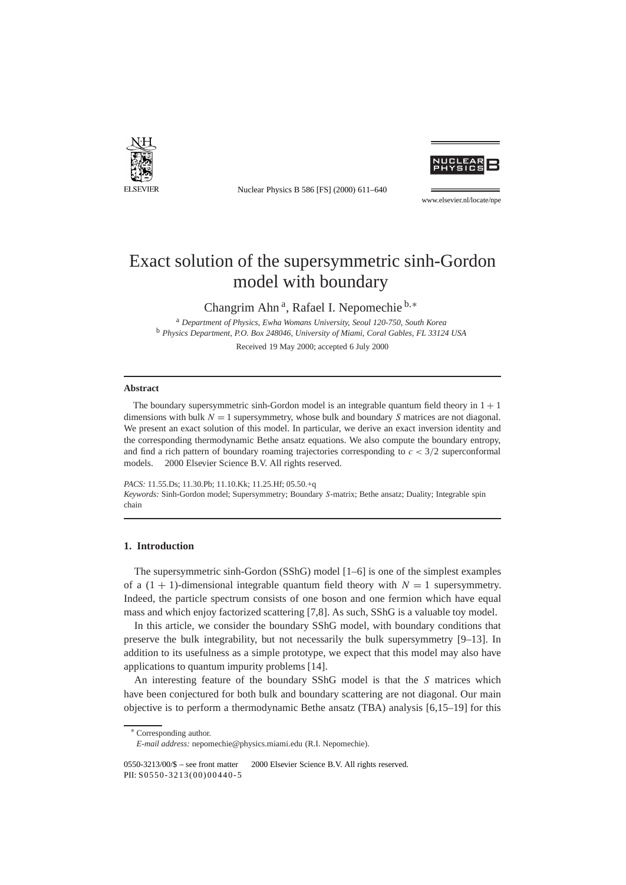# Exact solution of the supersymmetric sinh-Gordon model with boundary

Changrim Ahn [a], Rafael I. Nepomechie [b,∗]

[a] *Department of Physics, Ewha Womans University, Seoul 120-750, South Korea*
[b] *Physics Department, P.O. Box 248046, University of Miami, Coral Gables, FL 33124 USA*

Received 19 May 2000; accepted 6 July 2000

## Abstract

The boundary supersymmetric sinh-Gordon model is an integrable quantum field theory in $1+1$ dimensions with bulk $N = 1$ supersymmetry, whose bulk and boundary $S$ matrices are not diagonal. We present an exact solution of this model. In particular, we derive an exact inversion identity and the corresponding thermodynamic Bethe ansatz equations. We also compute the boundary entropy, and find a rich pattern of boundary roaming trajectories corresponding to $c < 3/2$ superconformal models. © 2000 Elsevier Science B.V. All rights reserved.

*PACS:* 11.55.Ds; 11.30.Pb; 11.10.Kk; 11.25.Hf; 05.50.+q

*Keywords:* Sinh-Gordon model; Supersymmetry; Boundary $S$-matrix; Bethe ansatz; Duality; Integrable spin chain

## 1. Introduction

The supersymmetric sinh-Gordon (SShG) model [1–6] is one of the simplest examples of a $(1+1)$-dimensional integrable quantum field theory with $N = 1$ supersymmetry. Indeed, the particle spectrum consists of one boson and one fermion which have equal mass and which enjoy factorized scattering [7,8]. As such, SShG is a valuable toy model.

In this article, we consider the boundary SShG model, with boundary conditions that preserve the bulk integrability, but not necessarily the bulk supersymmetry [9–13]. In addition to its usefulness as a simple prototype, we expect that this model may also have applications to quantum impurity problems [14].

An interesting feature of the boundary SShG model is that the $S$ matrices which have been conjectured for both bulk and boundary scattering are not diagonal. Our main objective is to perform a thermodynamic Bethe ansatz (TBA) analysis [6,15–19] for this

∗ Corresponding author.
*E-mail address:* nepomechie@physics.miami.edu (R.I. Nepomechie).

0550-3213/00/$ – see front matter © 2000 Elsevier Science B.V. All rights reserved.
PII: S0550-3213(00)00440-5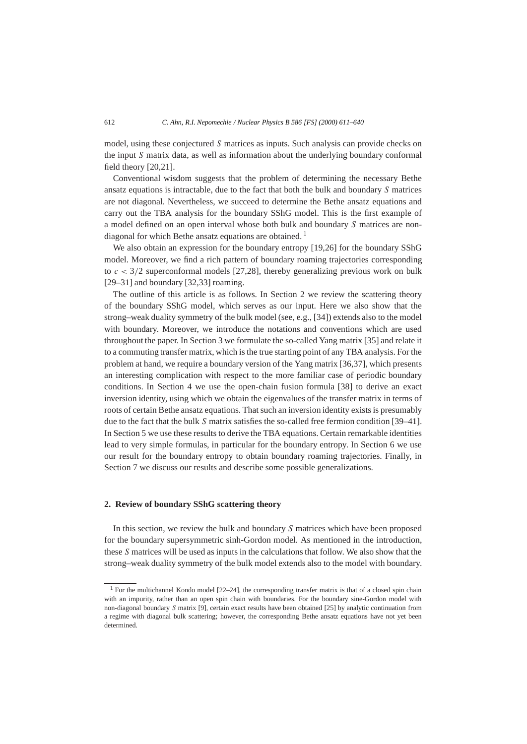model, using these conjectured $S$ matrices as inputs. Such analysis can provide checks on the input $S$ matrix data, as well as information about the underlying boundary conformal field theory [20,21].

Conventional wisdom suggests that the problem of determining the necessary Bethe ansatz equations is intractable, due to the fact that both the bulk and boundary $S$ matrices are not diagonal. Nevertheless, we succeed to determine the Bethe ansatz equations and carry out the TBA analysis for the boundary SShG model. This is the first example of a model defined on an open interval whose both bulk and boundary $S$ matrices are non-diagonal for which Bethe ansatz equations are obtained. [1]

We also obtain an expression for the boundary entropy [19,26] for the boundary SShG model. Moreover, we find a rich pattern of boundary roaming trajectories corresponding to $c < 3/2$ superconformal models [27,28], thereby generalizing previous work on bulk [29–31] and boundary [32,33] roaming.

The outline of this article is as follows. In Section 2 we review the scattering theory of the boundary SShG model, which serves as our input. Here we also show that the strong–weak duality symmetry of the bulk model (see, e.g., [34]) extends also to the model with boundary. Moreover, we introduce the notations and conventions which are used throughout the paper. In Section 3 we formulate the so-called Yang matrix [35] and relate it to a commuting transfer matrix, which is the true starting point of any TBA analysis. For the problem at hand, we require a boundary version of the Yang matrix [36,37], which presents an interesting complication with respect to the more familiar case of periodic boundary conditions. In Section 4 we use the open-chain fusion formula [38] to derive an exact inversion identity, using which we obtain the eigenvalues of the transfer matrix in terms of roots of certain Bethe ansatz equations. That such an inversion identity exists is presumably due to the fact that the bulk $S$ matrix satisfies the so-called free fermion condition [39–41]. In Section 5 we use these results to derive the TBA equations. Certain remarkable identities lead to very simple formulas, in particular for the boundary entropy. In Section 6 we use our result for the boundary entropy to obtain boundary roaming trajectories. Finally, in Section 7 we discuss our results and describe some possible generalizations.

## 2. Review of boundary SShG scattering theory

In this section, we review the bulk and boundary $S$ matrices which have been proposed for the boundary supersymmetric sinh-Gordon model. As mentioned in the introduction, these $S$ matrices will be used as inputs in the calculations that follow. We also show that the strong–weak duality symmetry of the bulk model extends also to the model with boundary.

---

[1] For the multichannel Kondo model [22–24], the corresponding transfer matrix is that of a closed spin chain with an impurity, rather than an open spin chain with boundaries. For the boundary sine-Gordon model with non-diagonal boundary $S$ matrix [9], certain exact results have been obtained [25] by analytic continuation from a regime with diagonal bulk scattering; however, the corresponding Bethe ansatz equations have not yet been determined.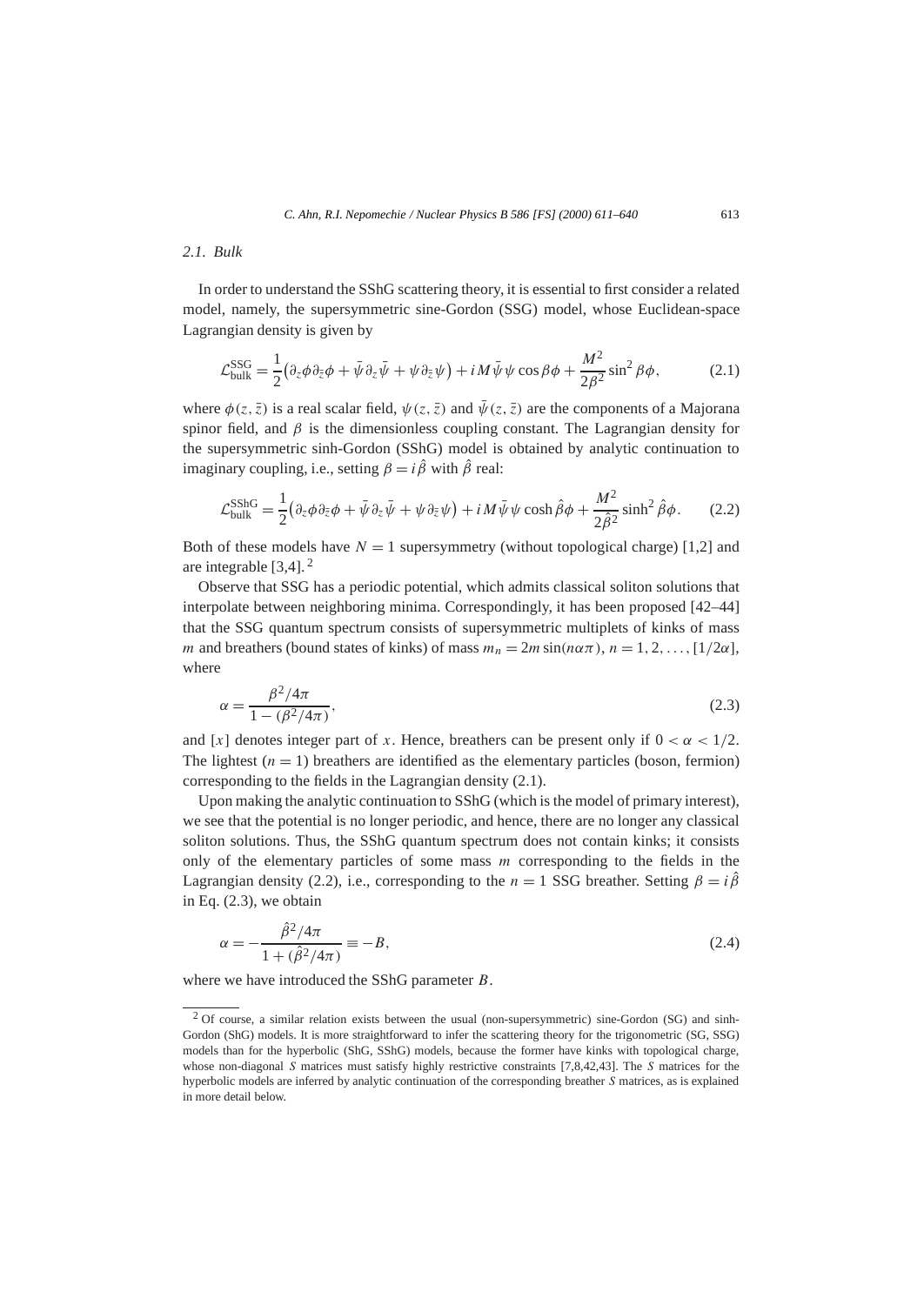### 2.1. Bulk

In order to understand the SShG scattering theory, it is essential to first consider a related model, namely, the supersymmetric sine-Gordon (SSG) model, whose Euclidean-space Lagrangian density is given by

$$\mathcal{L}_{\text{bulk}}^{\text{SSG}} = \frac{1}{2}\left(\partial_z\phi\partial_{\bar{z}}\phi + \bar{\psi}\partial_z\bar{\psi} + \psi\partial_{\bar{z}}\psi\right) + iM\bar{\psi}\psi\cos\beta\phi + \frac{M^2}{2\beta^2}\sin^2\beta\phi, \tag{2.1}$$

where $\phi(z,\bar{z})$ is a real scalar field, $\psi(z,\bar{z})$ and $\bar{\psi}(z,\bar{z})$ are the components of a Majorana spinor field, and $\beta$ is the dimensionless coupling constant. The Lagrangian density for the supersymmetric sinh-Gordon (SShG) model is obtained by analytic continuation to imaginary coupling, i.e., setting $\beta = i\hat{\beta}$ with $\hat{\beta}$ real:

$$\mathcal{L}_{\text{bulk}}^{\text{SShG}} = \frac{1}{2}\left(\partial_z\phi\partial_{\bar{z}}\phi + \bar{\psi}\partial_z\bar{\psi} + \psi\partial_{\bar{z}}\psi\right) + iM\bar{\psi}\psi\cosh\hat{\beta}\phi + \frac{M^2}{2\hat{\beta}^2}\sinh^2\hat{\beta}\phi. \tag{2.2}$$

Both of these models have $N = 1$ supersymmetry (without topological charge) [1,2] and are integrable [3,4]. [2]

Observe that SSG has a periodic potential, which admits classical soliton solutions that interpolate between neighboring minima. Correspondingly, it has been proposed [42–44] that the SSG quantum spectrum consists of supersymmetric multiplets of kinks of mass $m$ and breathers (bound states of kinks) of mass $m_n = 2m\sin(n\alpha\pi)$, $n = 1, 2, \ldots, [1/2\alpha]$, where

$$\alpha = \frac{\beta^2/4\pi}{1 - (\beta^2/4\pi)}, \tag{2.3}$$

and $[x]$ denotes integer part of $x$. Hence, breathers can be present only if $0 < \alpha < 1/2$. The lightest ($n = 1$) breathers are identified as the elementary particles (boson, fermion) corresponding to the fields in the Lagrangian density (2.1).

Upon making the analytic continuation to SShG (which is the model of primary interest), we see that the potential is no longer periodic, and hence, there are no longer any classical soliton solutions. Thus, the SShG quantum spectrum does not contain kinks; it consists only of the elementary particles of some mass $m$ corresponding to the fields in the Lagrangian density (2.2), i.e., corresponding to the $n = 1$ SSG breather. Setting $\beta = i\hat{\beta}$ in Eq. (2.3), we obtain

$$\alpha = -\frac{\hat{\beta}^2/4\pi}{1 + (\hat{\beta}^2/4\pi)} \equiv -B, \tag{2.4}$$

where we have introduced the SShG parameter $B$.

[2] Of course, a similar relation exists between the usual (non-supersymmetric) sine-Gordon (SG) and sinh-Gordon (ShG) models. It is more straightforward to infer the scattering theory for the trigonometric (SG, SSG) models than for the hyperbolic (ShG, SShG) models, because the former have kinks with topological charge, whose non-diagonal $S$ matrices must satisfy highly restrictive constraints [7,8,42,43]. The $S$ matrices for the hyperbolic models are inferred by analytic continuation of the corresponding breather $S$ matrices, as is explained in more detail below.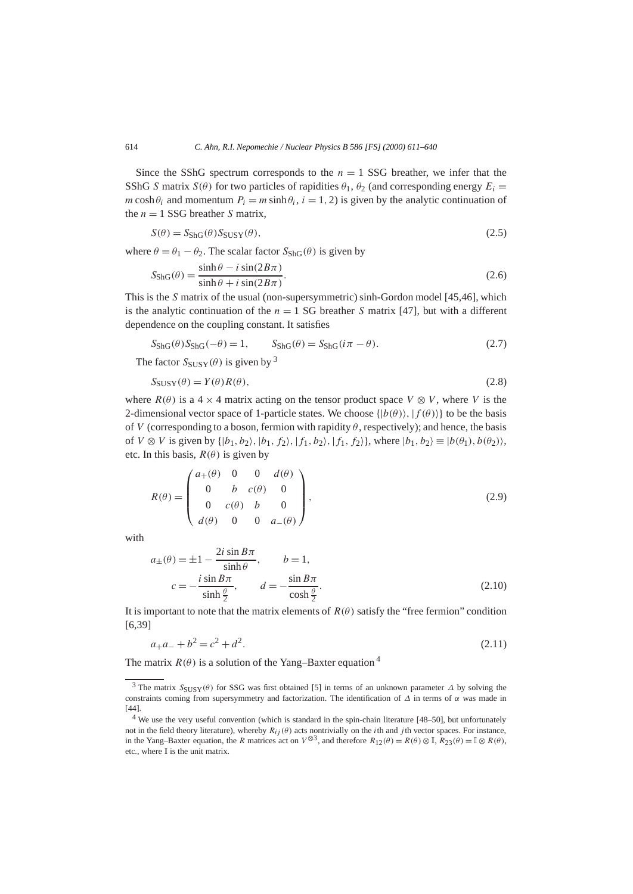Since the SShG spectrum corresponds to the $n = 1$ SSG breather, we infer that the SShG $S$ matrix $S(\theta)$ for two particles of rapidities $\theta_1$, $\theta_2$ (and corresponding energy $E_i = m\cosh\theta_i$ and momentum $P_i = m\sinh\theta_i$, $i = 1, 2$) is given by the analytic continuation of the $n = 1$ SSG breather $S$ matrix,

$$S(\theta) = S_{\text{ShG}}(\theta) S_{\text{SUSY}}(\theta), \tag{2.5}$$

where $\theta = \theta_1 - \theta_2$. The scalar factor $S_{\text{ShG}}(\theta)$ is given by

$$S_{\text{ShG}}(\theta) = \frac{\sinh\theta - i\sin(2B\pi)}{\sinh\theta + i\sin(2B\pi)}. \tag{2.6}$$

This is the $S$ matrix of the usual (non-supersymmetric) sinh-Gordon model [45,46], which is the analytic continuation of the $n = 1$ SG breather $S$ matrix [47], but with a different dependence on the coupling constant. It satisfies

$$S_{\text{ShG}}(\theta) S_{\text{ShG}}(-\theta) = 1, \qquad S_{\text{ShG}}(\theta) = S_{\text{ShG}}(i\pi - \theta). \tag{2.7}$$

The factor $S_{\text{SUSY}}(\theta)$ is given by [3]

$$S_{\text{SUSY}}(\theta) = Y(\theta) R(\theta), \tag{2.8}$$

where $R(\theta)$ is a $4 \times 4$ matrix acting on the tensor product space $V \otimes V$, where $V$ is the 2-dimensional vector space of 1-particle states. We choose $\{|b(\theta)\rangle, |f(\theta)\rangle\}$ to be the basis of $V$ (corresponding to a boson, fermion with rapidity $\theta$, respectively); and hence, the basis of $V \otimes V$ is given by $\{|b_1, b_2\rangle, |b_1, f_2\rangle, |f_1, b_2\rangle, |f_1, f_2\rangle\}$, where $|b_1, b_2\rangle \equiv |b(\theta_1), b(\theta_2)\rangle$, etc. In this basis, $R(\theta)$ is given by

$$R(\theta) = \begin{pmatrix} a_+(\theta) & 0 & 0 & d(\theta) \\ 0 & b & c(\theta) & 0 \\ 0 & c(\theta) & b & 0 \\ d(\theta) & 0 & 0 & a_-(\theta) \end{pmatrix}, \tag{2.9}$$

with

$$a_\pm(\theta) = \pm 1 - \frac{2i\sin B\pi}{\sinh\theta}, \qquad b = 1,$$
$$c = -\frac{i\sin B\pi}{\sinh\frac{\theta}{2}}, \qquad d = -\frac{\sin B\pi}{\cosh\frac{\theta}{2}}. \tag{2.10}$$

It is important to note that the matrix elements of $R(\theta)$ satisfy the "free fermion" condition [6,39]

$$a_+ a_- + b^2 = c^2 + d^2. \tag{2.11}$$

The matrix $R(\theta)$ is a solution of the Yang–Baxter equation [4]

---

[3] The matrix $S_{\text{SUSY}}(\theta)$ for SSG was first obtained [5] in terms of an unknown parameter $\Delta$ by solving the constraints coming from supersymmetry and factorization. The identification of $\Delta$ in terms of $\alpha$ was made in [44].

[4] We use the very useful convention (which is standard in the spin-chain literature [48–50], but unfortunately not in the field theory literature), whereby $R_{ij}(\theta)$ acts nontrivially on the $i$th and $j$th vector spaces. For instance, in the Yang–Baxter equation, the $R$ matrices act on $V^{\otimes 3}$, and therefore $R_{12}(\theta) = R(\theta) \otimes \mathbb{I}$, $R_{23}(\theta) = \mathbb{I} \otimes R(\theta)$, etc., where $\mathbb{I}$ is the unit matrix.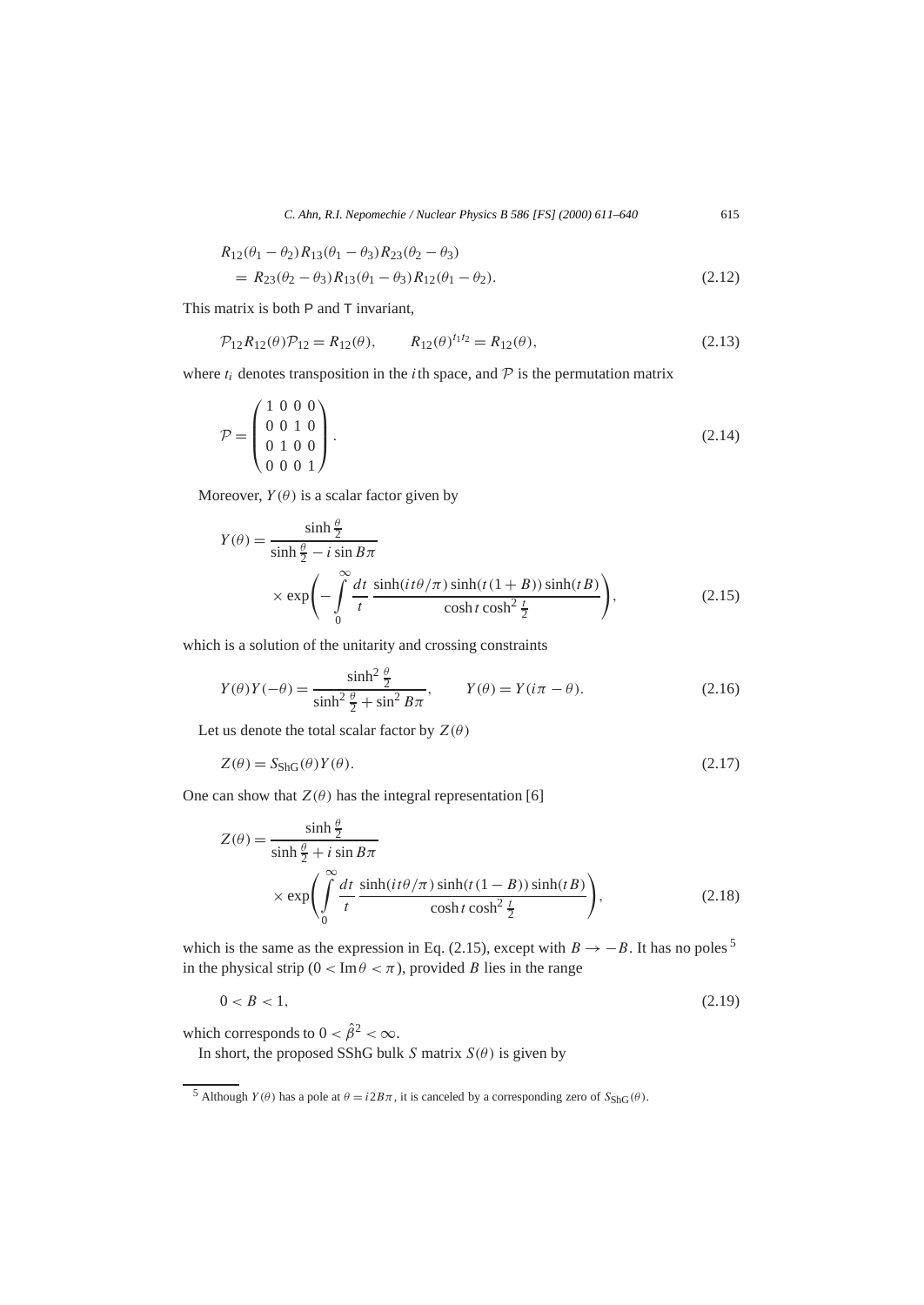$$
\begin{aligned}
&R_{12}(\theta_1-\theta_2)R_{13}(\theta_1-\theta_3)R_{23}(\theta_2-\theta_3) \\
&\quad = R_{23}(\theta_2-\theta_3)R_{13}(\theta_1-\theta_3)R_{12}(\theta_1-\theta_2).
\end{aligned}
\tag{2.12}
$$

This matrix is both P and T invariant,

$$
\mathcal{P}_{12}R_{12}(\theta)\mathcal{P}_{12} = R_{12}(\theta), \qquad R_{12}(\theta)^{t_1 t_2} = R_{12}(\theta),
\tag{2.13}
$$

where $t_i$ denotes transposition in the $i$th space, and $\mathcal{P}$ is the permutation matrix

$$
\mathcal{P} = \begin{pmatrix} 1 & 0 & 0 & 0 \\ 0 & 0 & 1 & 0 \\ 0 & 1 & 0 & 0 \\ 0 & 0 & 0 & 1 \end{pmatrix}.
\tag{2.14}
$$

Moreover, $Y(\theta)$ is a scalar factor given by

$$
\begin{aligned}
Y(\theta) = {}& \frac{\sinh\frac{\theta}{2}}{\sinh\frac{\theta}{2} - i\sin B\pi} \\
&\times \exp\left(-\int_0^\infty \frac{dt}{t}\,\frac{\sinh(it\theta/\pi)\sinh(t(1+B))\sinh(tB)}{\cosh t\cosh^2\frac{t}{2}}\right),
\end{aligned}
\tag{2.15}
$$

which is a solution of the unitarity and crossing constraints

$$
Y(\theta)Y(-\theta) = \frac{\sinh^2\frac{\theta}{2}}{\sinh^2\frac{\theta}{2} + \sin^2 B\pi}, \qquad Y(\theta) = Y(i\pi - \theta).
\tag{2.16}
$$

Let us denote the total scalar factor by $Z(\theta)$

$$
Z(\theta) = S_{\mathrm{ShG}}(\theta)Y(\theta).
\tag{2.17}
$$

One can show that $Z(\theta)$ has the integral representation [6]

$$
\begin{aligned}
Z(\theta) = {}& \frac{\sinh\frac{\theta}{2}}{\sinh\frac{\theta}{2} + i\sin B\pi} \\
&\times \exp\left(\int_0^\infty \frac{dt}{t}\,\frac{\sinh(it\theta/\pi)\sinh(t(1-B))\sinh(tB)}{\cosh t\cosh^2\frac{t}{2}}\right),
\end{aligned}
\tag{2.18}
$$

which is the same as the expression in Eq. (2.15), except with $B \to -B$. It has no poles [5] in the physical strip ($0 < \operatorname{Im}\theta < \pi$), provided $B$ lies in the range

$$
0 < B < 1,
\tag{2.19}
$$

which corresponds to $0 < \hat{\beta}^2 < \infty$.

In short, the proposed SShG bulk $S$ matrix $S(\theta)$ is given by

[5] Although $Y(\theta)$ has a pole at $\theta = i2B\pi$, it is canceled by a corresponding zero of $S_{\mathrm{ShG}}(\theta)$.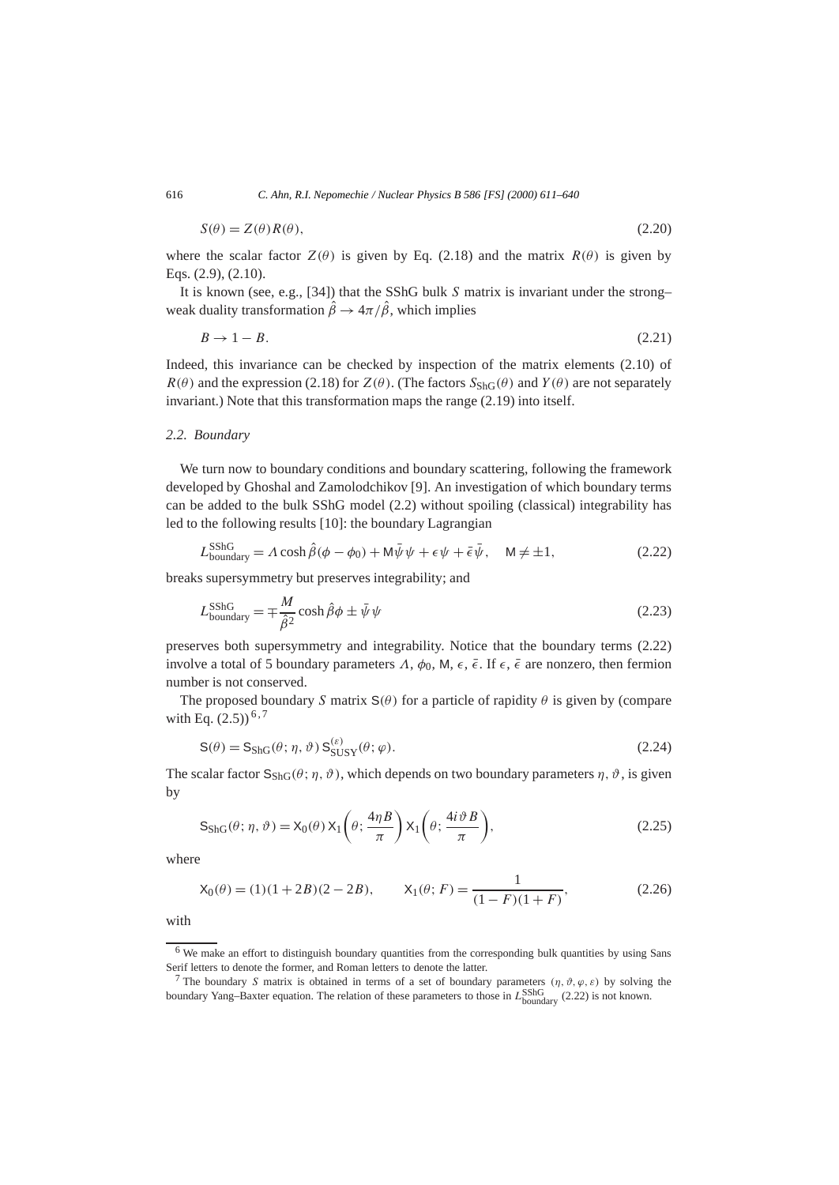$$S(\theta) = Z(\theta) R(\theta), \tag{2.20}$$

where the scalar factor $Z(\theta)$ is given by Eq. (2.18) and the matrix $R(\theta)$ is given by Eqs. (2.9), (2.10).

It is known (see, e.g., [34]) that the SShG bulk $S$ matrix is invariant under the strong–weak duality transformation $\hat{\beta} \to 4\pi/\hat{\beta}$, which implies

$$B \to 1 - B. \tag{2.21}$$

Indeed, this invariance can be checked by inspection of the matrix elements (2.10) of $R(\theta)$ and the expression (2.18) for $Z(\theta)$. (The factors $S_{\text{ShG}}(\theta)$ and $Y(\theta)$ are not separately invariant.) Note that this transformation maps the range (2.19) into itself.

### 2.2. Boundary

We turn now to boundary conditions and boundary scattering, following the framework developed by Ghoshal and Zamolodchikov [9]. An investigation of which boundary terms can be added to the bulk SShG model (2.2) without spoiling (classical) integrability has led to the following results [10]: the boundary Lagrangian

$$L_{\text{boundary}}^{\text{SShG}} = \Lambda \cosh \hat{\beta}(\phi - \phi_0) + \mathsf{M} \bar{\psi} \psi + \epsilon \psi + \bar{\epsilon} \bar{\psi}, \quad \mathsf{M} \neq \pm 1, \tag{2.22}$$

breaks supersymmetry but preserves integrability; and

$$L_{\text{boundary}}^{\text{SShG}} = \mp \frac{M}{\hat{\beta}^2} \cosh \hat{\beta} \phi \pm \bar{\psi} \psi \tag{2.23}$$

preserves both supersymmetry and integrability. Notice that the boundary terms (2.22) involve a total of 5 boundary parameters $\Lambda$, $\phi_0$, $\mathsf{M}$, $\epsilon$, $\bar{\epsilon}$. If $\epsilon$, $\bar{\epsilon}$ are nonzero, then fermion number is not conserved.

The proposed boundary $S$ matrix $\mathsf{S}(\theta)$ for a particle of rapidity $\theta$ is given by (compare with Eq. (2.5))[6,7]

$$\mathsf{S}(\theta) = \mathsf{S}_{\text{ShG}}(\theta; \eta, \vartheta)\, \mathsf{S}_{\text{SUSY}}^{(\varepsilon)}(\theta; \varphi). \tag{2.24}$$

The scalar factor $\mathsf{S}_{\text{ShG}}(\theta; \eta, \vartheta)$, which depends on two boundary parameters $\eta$, $\vartheta$, is given by

$$\mathsf{S}_{\text{ShG}}(\theta; \eta, \vartheta) = \mathsf{X}_0(\theta)\, \mathsf{X}_1\!\left(\theta; \frac{4\eta B}{\pi}\right) \mathsf{X}_1\!\left(\theta; \frac{4i\vartheta B}{\pi}\right), \tag{2.25}$$

where

$$\mathsf{X}_0(\theta) = (1)(1+2B)(2-2B), \qquad \mathsf{X}_1(\theta; F) = \frac{1}{(1-F)(1+F)}, \tag{2.26}$$

with

[6] We make an effort to distinguish boundary quantities from the corresponding bulk quantities by using Sans Serif letters to denote the former, and Roman letters to denote the latter.

[7] The boundary $S$ matrix is obtained in terms of a set of boundary parameters $(\eta, \vartheta, \varphi, \varepsilon)$ by solving the boundary Yang–Baxter equation. The relation of these parameters to those in $L_{\text{boundary}}^{\text{SShG}}$ (2.22) is not known.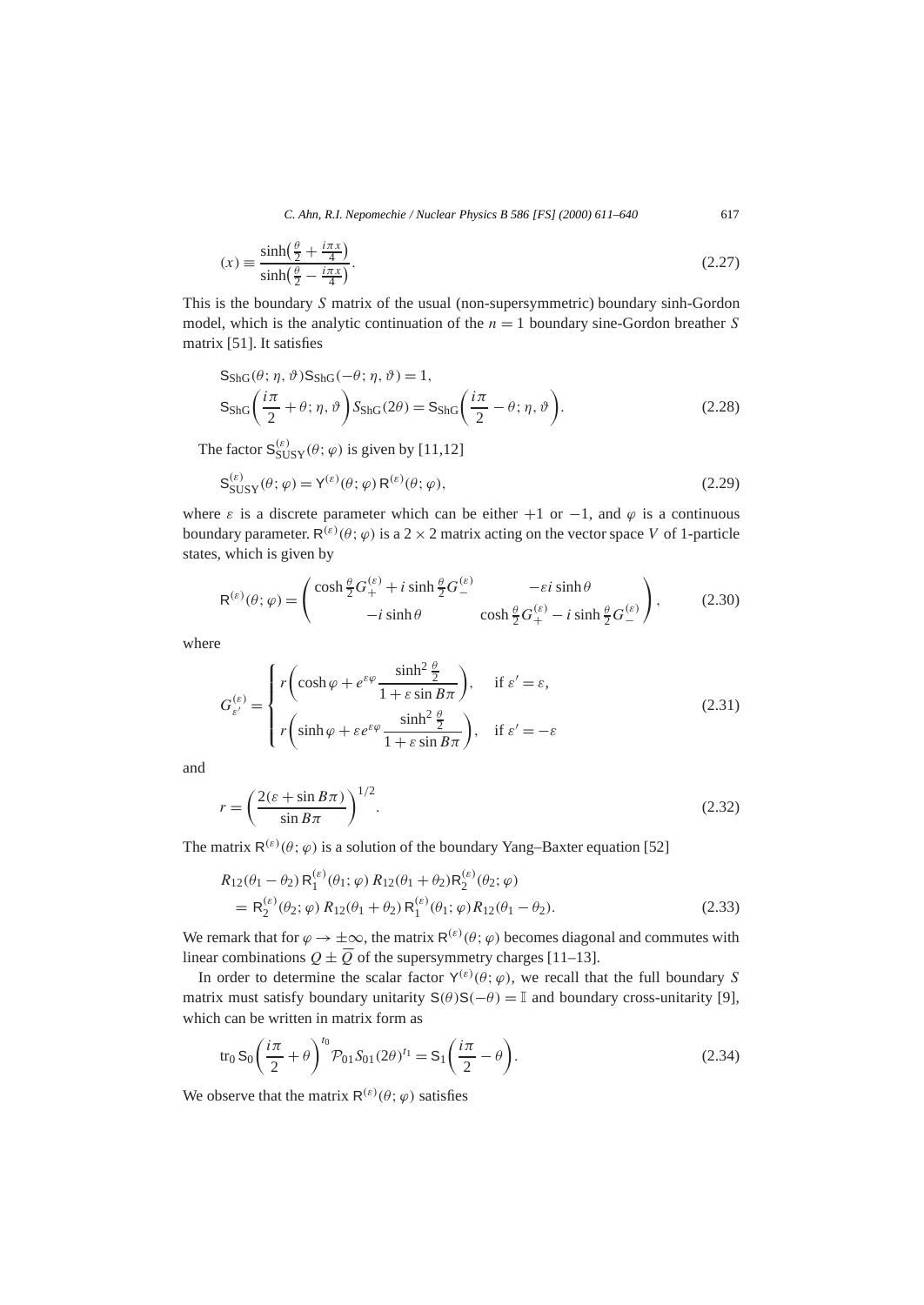$$
(x) \equiv \frac{\sinh\left(\frac{\theta}{2} + \frac{i\pi x}{4}\right)}{\sinh\left(\frac{\theta}{2} - \frac{i\pi x}{4}\right)}. \tag{2.27}
$$

This is the boundary $S$ matrix of the usual (non-supersymmetric) boundary sinh-Gordon model, which is the analytic continuation of the $n = 1$ boundary sine-Gordon breather $S$ matrix [51]. It satisfies

$$
\begin{aligned}
&\mathsf{S}_{\text{ShG}}(\theta; \eta, \vartheta)\mathsf{S}_{\text{ShG}}(-\theta; \eta, \vartheta) = 1, \\
&\mathsf{S}_{\text{ShG}}\left(\frac{i\pi}{2} + \theta; \eta, \vartheta\right) S_{\text{ShG}}(2\theta) = \mathsf{S}_{\text{ShG}}\left(\frac{i\pi}{2} - \theta; \eta, \vartheta\right).
\end{aligned} \tag{2.28}
$$

The factor $\mathsf{S}^{(\varepsilon)}_{\text{SUSY}}(\theta; \varphi)$ is given by [11,12]

$$
\mathsf{S}^{(\varepsilon)}_{\text{SUSY}}(\theta; \varphi) = \mathsf{Y}^{(\varepsilon)}(\theta; \varphi)\, \mathsf{R}^{(\varepsilon)}(\theta; \varphi), \tag{2.29}
$$

where $\varepsilon$ is a discrete parameter which can be either $+1$ or $-1$, and $\varphi$ is a continuous boundary parameter. $\mathsf{R}^{(\varepsilon)}(\theta; \varphi)$ is a $2 \times 2$ matrix acting on the vector space $V$ of 1-particle states, which is given by

$$
\mathsf{R}^{(\varepsilon)}(\theta; \varphi) = \begin{pmatrix} \cosh\frac{\theta}{2} G^{(\varepsilon)}_{+} + i \sinh\frac{\theta}{2} G^{(\varepsilon)}_{-} & -\varepsilon i \sinh\theta \\ -i \sinh\theta & \cosh\frac{\theta}{2} G^{(\varepsilon)}_{+} - i \sinh\frac{\theta}{2} G^{(\varepsilon)}_{-} \end{pmatrix}, \tag{2.30}
$$

where

$$
G^{(\varepsilon)}_{\varepsilon'} = \begin{cases} r\left(\cosh\varphi + e^{\varepsilon\varphi} \dfrac{\sinh^2\frac{\theta}{2}}{1 + \varepsilon \sin B\pi}\right), & \text{if } \varepsilon' = \varepsilon, \\[2ex] r\left(\sinh\varphi + \varepsilon e^{\varepsilon\varphi} \dfrac{\sinh^2\frac{\theta}{2}}{1 + \varepsilon \sin B\pi}\right), & \text{if } \varepsilon' = -\varepsilon \end{cases} \tag{2.31}
$$

and

$$
r = \left(\frac{2(\varepsilon + \sin B\pi)}{\sin B\pi}\right)^{1/2}. \tag{2.32}
$$

The matrix $\mathsf{R}^{(\varepsilon)}(\theta; \varphi)$ is a solution of the boundary Yang–Baxter equation [52]

$$
\begin{aligned}
&R_{12}(\theta_1 - \theta_2)\, \mathsf{R}^{(\varepsilon)}_1(\theta_1; \varphi)\, R_{12}(\theta_1 + \theta_2) \mathsf{R}^{(\varepsilon)}_2(\theta_2; \varphi) \\
&\quad = \mathsf{R}^{(\varepsilon)}_2(\theta_2; \varphi)\, R_{12}(\theta_1 + \theta_2)\, \mathsf{R}^{(\varepsilon)}_1(\theta_1; \varphi) R_{12}(\theta_1 - \theta_2).
\end{aligned} \tag{2.33}
$$

We remark that for $\varphi \to \pm\infty$, the matrix $\mathsf{R}^{(\varepsilon)}(\theta; \varphi)$ becomes diagonal and commutes with linear combinations $Q \pm \overline{Q}$ of the supersymmetry charges [11–13].

In order to determine the scalar factor $\mathsf{Y}^{(\varepsilon)}(\theta; \varphi)$, we recall that the full boundary $S$ matrix must satisfy boundary unitarity $\mathsf{S}(\theta)\mathsf{S}(-\theta) = \mathbb{I}$ and boundary cross-unitarity [9], which can be written in matrix form as

$$
\operatorname{tr}_0 \mathsf{S}_0\left(\frac{i\pi}{2} + \theta\right)^{t_0} \mathcal{P}_{01} S_{01}(2\theta)^{t_1} = \mathsf{S}_1\left(\frac{i\pi}{2} - \theta\right). \tag{2.34}
$$

We observe that the matrix $\mathsf{R}^{(\varepsilon)}(\theta; \varphi)$ satisfies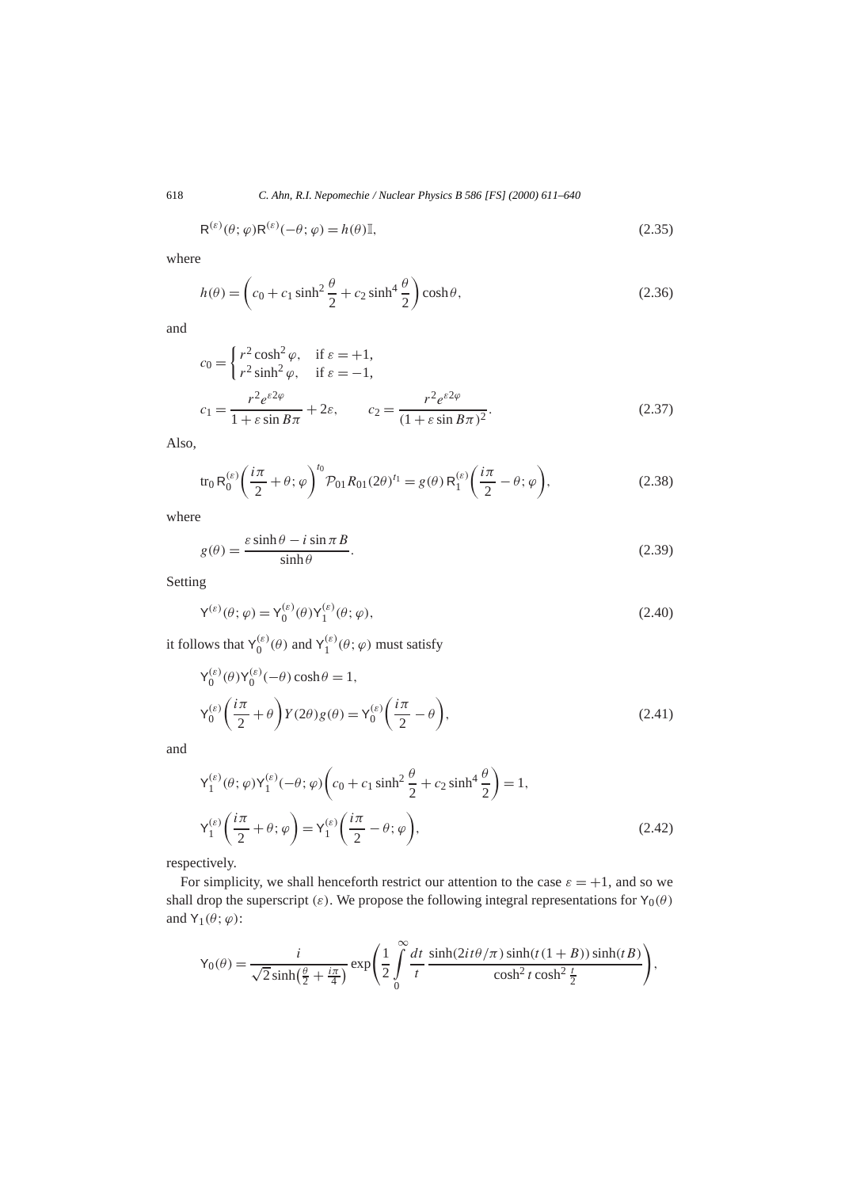$$\mathsf{R}^{(\varepsilon)}(\theta;\varphi)\mathsf{R}^{(\varepsilon)}(-\theta;\varphi) = h(\theta)\mathbb{I}, \tag{2.35}$$

where

$$h(\theta) = \left(c_0 + c_1 \sinh^2\frac{\theta}{2} + c_2 \sinh^4\frac{\theta}{2}\right)\cosh\theta, \tag{2.36}$$

and

$$c_0 = \begin{cases} r^2\cosh^2\varphi, & \text{if } \varepsilon = +1, \\ r^2\sinh^2\varphi, & \text{if } \varepsilon = -1, \end{cases}$$

$$c_1 = \frac{r^2 e^{\varepsilon 2\varphi}}{1+\varepsilon\sin B\pi} + 2\varepsilon, \qquad c_2 = \frac{r^2 e^{\varepsilon 2\varphi}}{(1+\varepsilon\sin B\pi)^2}. \tag{2.37}$$

Also,

$$\operatorname{tr}_0 \mathsf{R}_0^{(\varepsilon)}\left(\frac{i\pi}{2}+\theta;\varphi\right)^{t_0} \mathcal{P}_{01} R_{01}(2\theta)^{t_1} = g(\theta)\, \mathsf{R}_1^{(\varepsilon)}\left(\frac{i\pi}{2}-\theta;\varphi\right), \tag{2.38}$$

where

$$g(\theta) = \frac{\varepsilon\sinh\theta - i\sin\pi B}{\sinh\theta}. \tag{2.39}$$

Setting

$$\mathsf{Y}^{(\varepsilon)}(\theta;\varphi) = \mathsf{Y}_0^{(\varepsilon)}(\theta)\mathsf{Y}_1^{(\varepsilon)}(\theta;\varphi), \tag{2.40}$$

it follows that $\mathsf{Y}_0^{(\varepsilon)}(\theta)$ and $\mathsf{Y}_1^{(\varepsilon)}(\theta;\varphi)$ must satisfy

$$\mathsf{Y}_0^{(\varepsilon)}(\theta)\mathsf{Y}_0^{(\varepsilon)}(-\theta)\cosh\theta = 1,$$

$$\mathsf{Y}_0^{(\varepsilon)}\left(\frac{i\pi}{2}+\theta\right)Y(2\theta)g(\theta) = \mathsf{Y}_0^{(\varepsilon)}\left(\frac{i\pi}{2}-\theta\right), \tag{2.41}$$

and

$$\mathsf{Y}_1^{(\varepsilon)}(\theta;\varphi)\mathsf{Y}_1^{(\varepsilon)}(-\theta;\varphi)\left(c_0 + c_1\sinh^2\frac{\theta}{2} + c_2\sinh^4\frac{\theta}{2}\right) = 1,$$

$$\mathsf{Y}_1^{(\varepsilon)}\left(\frac{i\pi}{2}+\theta;\varphi\right) = \mathsf{Y}_1^{(\varepsilon)}\left(\frac{i\pi}{2}-\theta;\varphi\right), \tag{2.42}$$

respectively.

For simplicity, we shall henceforth restrict our attention to the case $\varepsilon = +1$, and so we shall drop the superscript $(\varepsilon)$. We propose the following integral representations for $\mathsf{Y}_0(\theta)$ and $\mathsf{Y}_1(\theta;\varphi)$:

$$\mathsf{Y}_0(\theta) = \frac{i}{\sqrt{2}\sinh\left(\frac{\theta}{2}+\frac{i\pi}{4}\right)} \exp\left(\frac{1}{2}\int_0^\infty \frac{dt}{t}\, \frac{\sinh(2it\theta/\pi)\sinh(t(1+B))\sinh(tB)}{\cosh^2 t\cosh^2\frac{t}{2}}\right),$$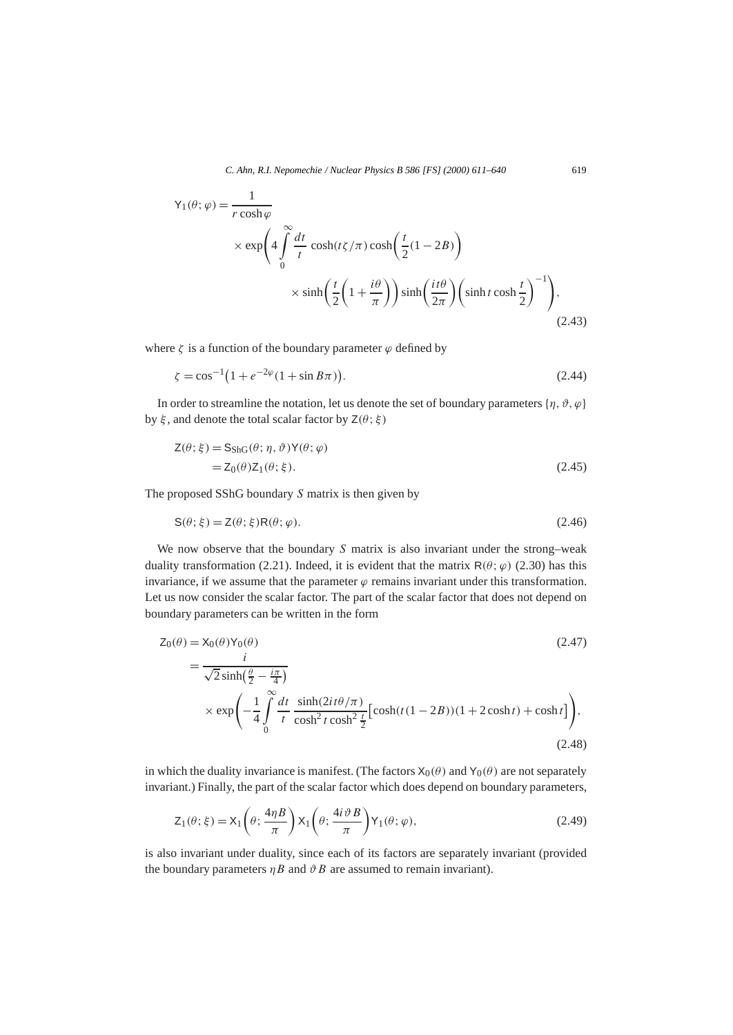$$
\begin{aligned}
\mathsf{Y}_1(\theta;\varphi) = {} & \frac{1}{r\cosh\varphi} \\
& \times \exp\Biggl(4\int_0^\infty \frac{dt}{t}\, \cosh(t\zeta/\pi)\cosh\Bigl(\frac{t}{2}(1-2B)\Bigr) \\
& \qquad \times \sinh\Bigl(\frac{t}{2}\Bigl(1+\frac{i\theta}{\pi}\Bigr)\Bigr)\sinh\Bigl(\frac{it\theta}{2\pi}\Bigr)\Bigl(\sinh t\cosh\frac{t}{2}\Bigr)^{-1}\Biggr),
\end{aligned}
\tag{2.43}
$$

where $\zeta$ is a function of the boundary parameter $\varphi$ defined by

$$
\zeta = \cos^{-1}\bigl(1 + e^{-2\varphi}(1+\sin B\pi)\bigr). \tag{2.44}
$$

In order to streamline the notation, let us denote the set of boundary parameters $\{\eta, \vartheta, \varphi\}$ by $\xi$, and denote the total scalar factor by $\mathsf{Z}(\theta;\xi)$

$$
\begin{aligned}
\mathsf{Z}(\theta;\xi) &= \mathsf{S}_{\mathrm{ShG}}(\theta;\eta,\vartheta)\mathsf{Y}(\theta;\varphi) \\
&= \mathsf{Z}_0(\theta)\mathsf{Z}_1(\theta;\xi).
\end{aligned}
\tag{2.45}
$$

The proposed SShG boundary $S$ matrix is then given by

$$
\mathsf{S}(\theta;\xi) = \mathsf{Z}(\theta;\xi)\mathsf{R}(\theta;\varphi). \tag{2.46}
$$

We now observe that the boundary $S$ matrix is also invariant under the strong–weak duality transformation (2.21). Indeed, it is evident that the matrix $\mathsf{R}(\theta;\varphi)$ (2.30) has this invariance, if we assume that the parameter $\varphi$ remains invariant under this transformation. Let us now consider the scalar factor. The part of the scalar factor that does not depend on boundary parameters can be written in the form

$$
\mathsf{Z}_0(\theta) = \mathsf{X}_0(\theta)\mathsf{Y}_0(\theta) \tag{2.47}
$$

$$
\begin{aligned}
&= \frac{i}{\sqrt{2}\sinh\bigl(\frac{\theta}{2}-\frac{i\pi}{4}\bigr)} \\
&\quad \times \exp\Biggl(-\frac{1}{4}\int_0^\infty \frac{dt}{t}\,\frac{\sinh(2it\theta/\pi)}{\cosh^2 t\cosh^2\frac{t}{2}}\bigl[\cosh(t(1-2B))(1+2\cosh t)+\cosh t\bigr]\Biggr),
\end{aligned}
\tag{2.48}
$$

in which the duality invariance is manifest. (The factors $\mathsf{X}_0(\theta)$ and $\mathsf{Y}_0(\theta)$ are not separately invariant.) Finally, the part of the scalar factor which does depend on boundary parameters,

$$
\mathsf{Z}_1(\theta;\xi) = \mathsf{X}_1\Bigl(\theta;\frac{4\eta B}{\pi}\Bigr)\mathsf{X}_1\Bigl(\theta;\frac{4i\vartheta B}{\pi}\Bigr)\mathsf{Y}_1(\theta;\varphi), \tag{2.49}
$$

is also invariant under duality, since each of its factors are separately invariant (provided the boundary parameters $\eta B$ and $\vartheta B$ are assumed to remain invariant).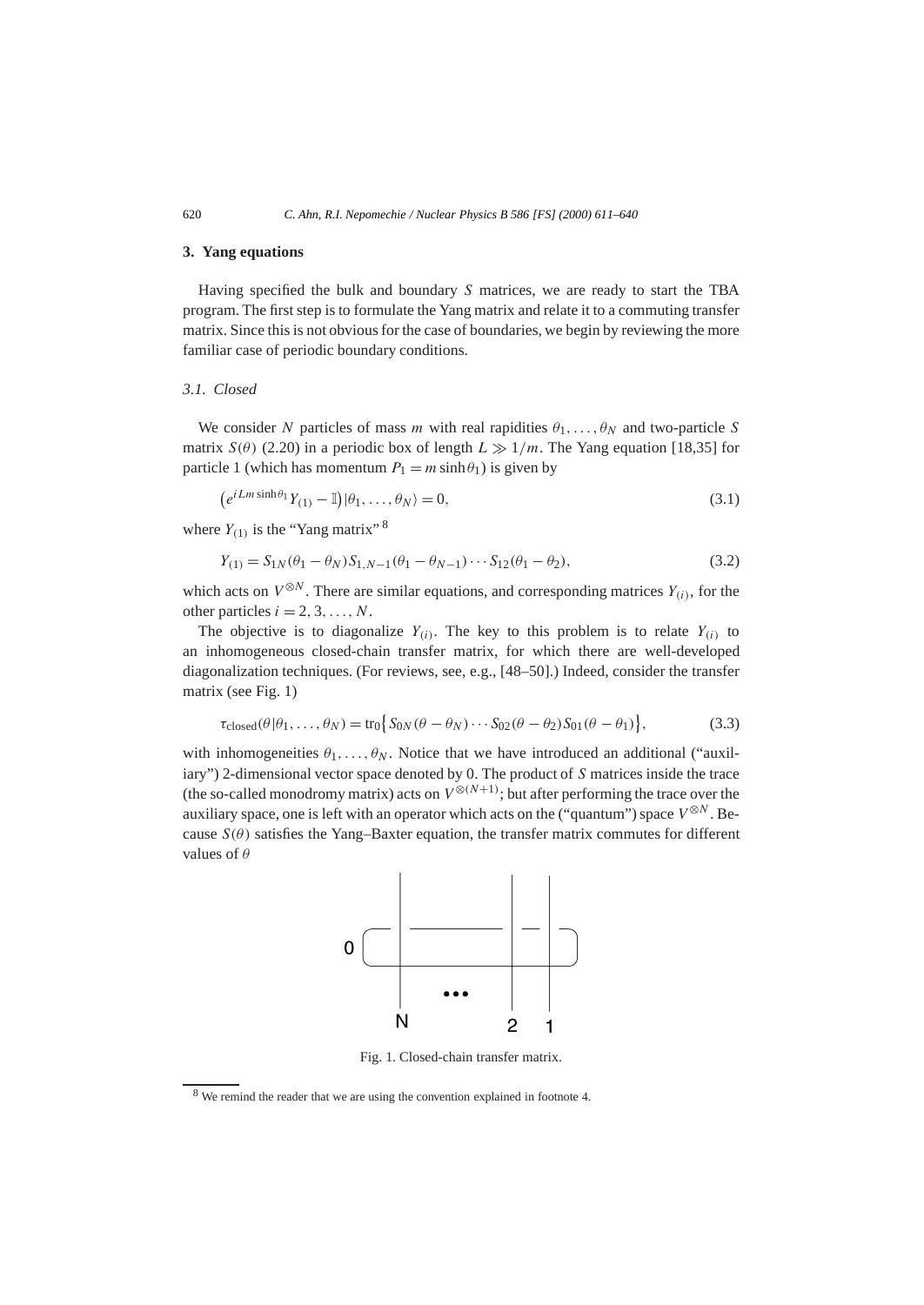## 3. Yang equations

Having specified the bulk and boundary $S$ matrices, we are ready to start the TBA program. The first step is to formulate the Yang matrix and relate it to a commuting transfer matrix. Since this is not obvious for the case of boundaries, we begin by reviewing the more familiar case of periodic boundary conditions.

### 3.1. Closed

We consider $N$ particles of mass $m$ with real rapidities $\theta_1, \ldots, \theta_N$ and two-particle $S$ matrix $S(\theta)$ (2.20) in a periodic box of length $L \gg 1/m$. The Yang equation [18,35] for particle 1 (which has momentum $P_1 = m \sinh\theta_1$) is given by

$$\left(e^{iLm\sinh\theta_1} Y_{(1)} - \mathbb{I}\right)|\theta_1, \ldots, \theta_N\rangle = 0, \tag{3.1}$$

where $Y_{(1)}$ is the "Yang matrix" [8]

$$Y_{(1)} = S_{1N}(\theta_1 - \theta_N) S_{1,N-1}(\theta_1 - \theta_{N-1}) \cdots S_{12}(\theta_1 - \theta_2), \tag{3.2}$$

which acts on $V^{\otimes N}$. There are similar equations, and corresponding matrices $Y_{(i)}$, for the other particles $i = 2, 3, \ldots, N$.

The objective is to diagonalize $Y_{(i)}$. The key to this problem is to relate $Y_{(i)}$ to an inhomogeneous closed-chain transfer matrix, for which there are well-developed diagonalization techniques. (For reviews, see, e.g., [48–50].) Indeed, consider the transfer matrix (see Fig. 1)

$$\tau_{\text{closed}}(\theta|\theta_1, \ldots, \theta_N) = \text{tr}_0\left\{S_{0N}(\theta - \theta_N) \cdots S_{02}(\theta - \theta_2) S_{01}(\theta - \theta_1)\right\}, \tag{3.3}$$

with inhomogeneities $\theta_1, \ldots, \theta_N$. Notice that we have introduced an additional ("auxiliary") 2-dimensional vector space denoted by 0. The product of $S$ matrices inside the trace (the so-called monodromy matrix) acts on $V^{\otimes(N+1)}$; but after performing the trace over the auxiliary space, one is left with an operator which acts on the ("quantum") space $V^{\otimes N}$. Because $S(\theta)$ satisfies the Yang–Baxter equation, the transfer matrix commutes for different values of $\theta$

Fig. 1. Closed-chain transfer matrix.

[8] We remind the reader that we are using the convention explained in footnote 4.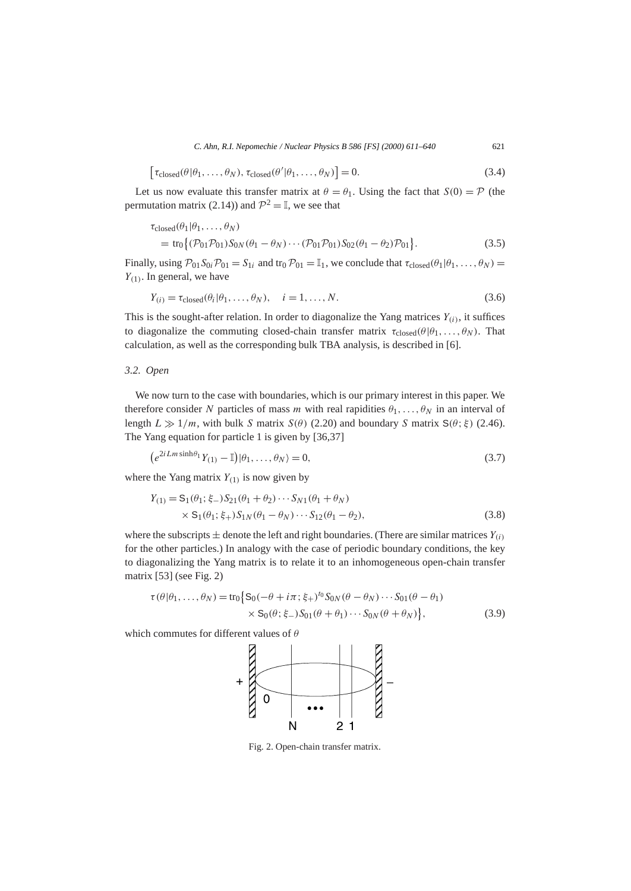$$\left[\tau_{\text{closed}}(\theta|\theta_1,\ldots,\theta_N),\, \tau_{\text{closed}}(\theta'|\theta_1,\ldots,\theta_N)\right]=0. \tag{3.4}$$

Let us now evaluate this transfer matrix at $\theta=\theta_1$. Using the fact that $S(0)=\mathcal{P}$ (the permutation matrix (2.14)) and $\mathcal{P}^2=\mathbb{I}$, we see that

$$\begin{aligned}
&\tau_{\text{closed}}(\theta_1|\theta_1,\ldots,\theta_N)\\
&\quad=\operatorname{tr}_0\left\{(\mathcal{P}_{01}\mathcal{P}_{01})S_{0N}(\theta_1-\theta_N)\cdots(\mathcal{P}_{01}\mathcal{P}_{01})S_{02}(\theta_1-\theta_2)\mathcal{P}_{01}\right\}.
\end{aligned} \tag{3.5}$$

Finally, using $\mathcal{P}_{01}S_{0i}\mathcal{P}_{01}=S_{1i}$ and $\operatorname{tr}_0\mathcal{P}_{01}=\mathbb{I}_1$, we conclude that $\tau_{\text{closed}}(\theta_1|\theta_1,\ldots,\theta_N)=Y_{(1)}$. In general, we have

$$Y_{(i)}=\tau_{\text{closed}}(\theta_i|\theta_1,\ldots,\theta_N),\quad i=1,\ldots,N. \tag{3.6}$$

This is the sought-after relation. In order to diagonalize the Yang matrices $Y_{(i)}$, it suffices to diagonalize the commuting closed-chain transfer matrix $\tau_{\text{closed}}(\theta|\theta_1,\ldots,\theta_N)$. That calculation, as well as the corresponding bulk TBA analysis, is described in [6].

### 3.2. Open

We now turn to the case with boundaries, which is our primary interest in this paper. We therefore consider $N$ particles of mass $m$ with real rapidities $\theta_1,\ldots,\theta_N$ in an interval of length $L\gg 1/m$, with bulk $S$ matrix $S(\theta)$ (2.20) and boundary $S$ matrix $\mathsf{S}(\theta;\xi)$ (2.46). The Yang equation for particle 1 is given by [36,37]

$$\left(e^{2iLm\sinh\theta_1}Y_{(1)}-\mathbb{I}\right)|\theta_1,\ldots,\theta_N\rangle=0, \tag{3.7}$$

where the Yang matrix $Y_{(1)}$ is now given by

$$\begin{aligned}
Y_{(1)}&=\mathsf{S}_1(\theta_1;\xi_-)S_{21}(\theta_1+\theta_2)\cdots S_{N1}(\theta_1+\theta_N)\\
&\quad\times\mathsf{S}_1(\theta_1;\xi_+)S_{1N}(\theta_1-\theta_N)\cdots S_{12}(\theta_1-\theta_2),
\end{aligned} \tag{3.8}$$

where the subscripts $\pm$ denote the left and right boundaries. (There are similar matrices $Y_{(i)}$ for the other particles.) In analogy with the case of periodic boundary conditions, the key to diagonalizing the Yang matrix is to relate it to an inhomogeneous open-chain transfer matrix [53] (see Fig. 2)

$$\begin{aligned}
\tau(\theta|\theta_1,\ldots,\theta_N)&=\operatorname{tr}_0\left\{\mathsf{S}_0(-\theta+i\pi;\xi_+)^{t_0}S_{0N}(\theta-\theta_N)\cdots S_{01}(\theta-\theta_1)\right.\\
&\quad\left.\times\,\mathsf{S}_0(\theta;\xi_-)S_{01}(\theta+\theta_1)\cdots S_{0N}(\theta+\theta_N)\right\},
\end{aligned} \tag{3.9}$$

which commutes for different values of $\theta$

Fig. 2. Open-chain transfer matrix.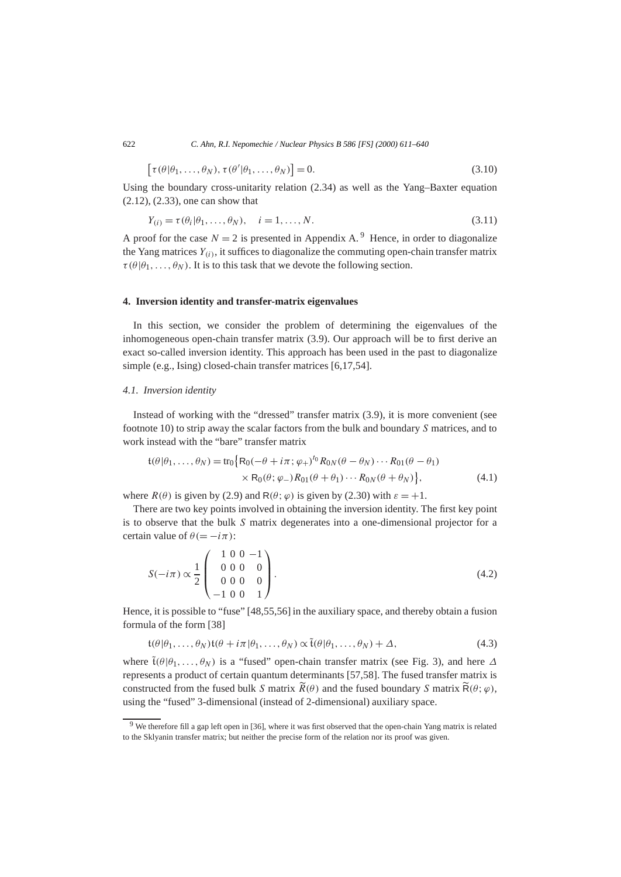$$\left[ \tau(\theta|\theta_1, \ldots, \theta_N), \tau(\theta'|\theta_1, \ldots, \theta_N) \right] = 0. \tag{3.10}$$

Using the boundary cross-unitarity relation (2.34) as well as the Yang–Baxter equation (2.12), (2.33), one can show that

$$Y_{(i)} = \tau(\theta_i|\theta_1, \ldots, \theta_N), \quad i = 1, \ldots, N. \tag{3.11}$$

A proof for the case $N = 2$ is presented in Appendix A. [9] Hence, in order to diagonalize the Yang matrices $Y_{(i)}$, it suffices to diagonalize the commuting open-chain transfer matrix $\tau(\theta|\theta_1, \ldots, \theta_N)$. It is to this task that we devote the following section.

## 4. Inversion identity and transfer-matrix eigenvalues

In this section, we consider the problem of determining the eigenvalues of the inhomogeneous open-chain transfer matrix (3.9). Our approach will be to first derive an exact so-called inversion identity. This approach has been used in the past to diagonalize simple (e.g., Ising) closed-chain transfer matrices [6,17,54].

### *4.1. Inversion identity*

Instead of working with the "dressed" transfer matrix (3.9), it is more convenient (see footnote 10) to strip away the scalar factors from the bulk and boundary $S$ matrices, and to work instead with the "bare" transfer matrix

$$\begin{aligned} \mathfrak{t}(\theta|\theta_1, \ldots, \theta_N) = \operatorname{tr}_0 \big\{ &\mathsf{R}_0(-\theta + i\pi; \varphi_+)^{t_0} R_{0N}(\theta - \theta_N) \cdots R_{01}(\theta - \theta_1) \\ &\times \mathsf{R}_0(\theta; \varphi_-) R_{01}(\theta + \theta_1) \cdots R_{0N}(\theta + \theta_N) \big\}, \end{aligned} \tag{4.1}$$

where $R(\theta)$ is given by (2.9) and $\mathsf{R}(\theta; \varphi)$ is given by (2.30) with $\varepsilon = +1$.

There are two key points involved in obtaining the inversion identity. The first key point is to observe that the bulk $S$ matrix degenerates into a one-dimensional projector for a certain value of $\theta (= -i\pi)$:

$$S(-i\pi) \propto \frac{1}{2} \begin{pmatrix} 1 & 0 & 0 & -1 \\ 0 & 0 & 0 & 0 \\ 0 & 0 & 0 & 0 \\ -1 & 0 & 0 & 1 \end{pmatrix}. \tag{4.2}$$

Hence, it is possible to "fuse" [48,55,56] in the auxiliary space, and thereby obtain a fusion formula of the form [38]

$$\mathfrak{t}(\theta|\theta_1, \ldots, \theta_N)\mathfrak{t}(\theta + i\pi|\theta_1, \ldots, \theta_N) \propto \tilde{\mathfrak{t}}(\theta|\theta_1, \ldots, \theta_N) + \Delta, \tag{4.3}$$

where $\tilde{\mathfrak{t}}(\theta|\theta_1, \ldots, \theta_N)$ is a "fused" open-chain transfer matrix (see Fig. 3), and here $\Delta$ represents a product of certain quantum determinants [57,58]. The fused transfer matrix is constructed from the fused bulk $S$ matrix $\widetilde{R}(\theta)$ and the fused boundary $S$ matrix $\widetilde{\mathsf{R}}(\theta; \varphi)$, using the "fused" 3-dimensional (instead of 2-dimensional) auxiliary space.

[9] We therefore fill a gap left open in [36], where it was first observed that the open-chain Yang matrix is related to the Sklyanin transfer matrix; but neither the precise form of the relation nor its proof was given.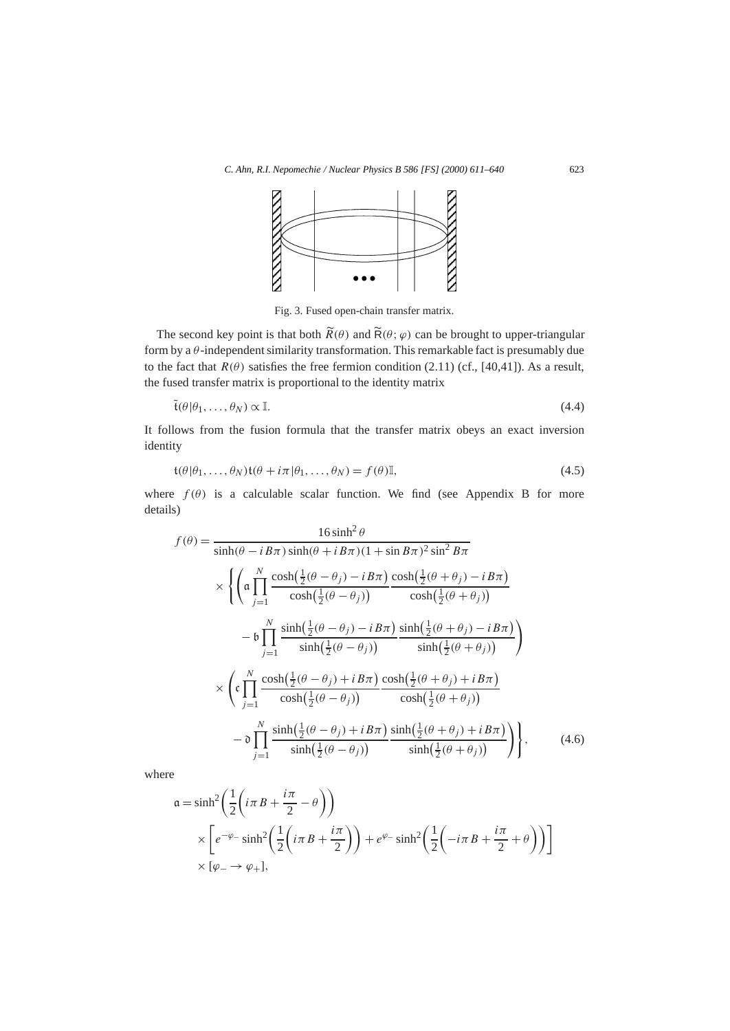Fig. 3. Fused open-chain transfer matrix.

The second key point is that both $\widetilde{R}(\theta)$ and $\widetilde{\mathsf{R}}(\theta;\varphi)$ can be brought to upper-triangular form by a $\theta$-independent similarity transformation. This remarkable fact is presumably due to the fact that $R(\theta)$ satisfies the free fermion condition (2.11) (cf., [40,41]). As a result, the fused transfer matrix is proportional to the identity matrix

$$\tilde{\mathfrak{t}}(\theta|\theta_1,\ldots,\theta_N) \propto \mathbb{I}. \tag{4.4}$$

It follows from the fusion formula that the transfer matrix obeys an exact inversion identity

$$\mathfrak{t}(\theta|\theta_1,\ldots,\theta_N)\mathfrak{t}(\theta+i\pi|\theta_1,\ldots,\theta_N) = f(\theta)\mathbb{I}, \tag{4.5}$$

where $f(\theta)$ is a calculable scalar function. We find (see Appendix B for more details)

$$\begin{aligned}
f(\theta) = {} & \frac{16\sinh^2\theta}{\sinh(\theta - iB\pi)\sinh(\theta + iB\pi)(1+\sin B\pi)^2\sin^2 B\pi} \\
& \times \Biggl\{ \Biggl( \mathfrak{a}\prod_{j=1}^{N} \frac{\cosh\bigl(\frac{1}{2}(\theta-\theta_j) - iB\pi\bigr)}{\cosh\bigl(\frac{1}{2}(\theta-\theta_j)\bigr)} \frac{\cosh\bigl(\frac{1}{2}(\theta+\theta_j) - iB\pi\bigr)}{\cosh\bigl(\frac{1}{2}(\theta+\theta_j)\bigr)} \\
& \qquad - \mathfrak{b}\prod_{j=1}^{N} \frac{\sinh\bigl(\frac{1}{2}(\theta-\theta_j) - iB\pi\bigr)}{\sinh\bigl(\frac{1}{2}(\theta-\theta_j)\bigr)} \frac{\sinh\bigl(\frac{1}{2}(\theta+\theta_j) - iB\pi\bigr)}{\sinh\bigl(\frac{1}{2}(\theta+\theta_j)\bigr)} \Biggr) \\
& \times \Biggl( \mathfrak{c}\prod_{j=1}^{N} \frac{\cosh\bigl(\frac{1}{2}(\theta-\theta_j) + iB\pi\bigr)}{\cosh\bigl(\frac{1}{2}(\theta-\theta_j)\bigr)} \frac{\cosh\bigl(\frac{1}{2}(\theta+\theta_j) + iB\pi\bigr)}{\cosh\bigl(\frac{1}{2}(\theta+\theta_j)\bigr)} \\
& \qquad - \mathfrak{d}\prod_{j=1}^{N} \frac{\sinh\bigl(\frac{1}{2}(\theta-\theta_j) + iB\pi\bigr)}{\sinh\bigl(\frac{1}{2}(\theta-\theta_j)\bigr)} \frac{\sinh\bigl(\frac{1}{2}(\theta+\theta_j) + iB\pi\bigr)}{\sinh\bigl(\frac{1}{2}(\theta+\theta_j)\bigr)} \Biggr) \Biggr\},
\end{aligned} \tag{4.6}$$

where

$$\begin{aligned}
\mathfrak{a} = {} & \sinh^2\biggl(\frac{1}{2}\biggl(i\pi B + \frac{i\pi}{2} - \theta\biggr)\biggr) \\
& \times \biggl[ e^{-\varphi_-}\sinh^2\biggl(\frac{1}{2}\biggl(i\pi B + \frac{i\pi}{2}\biggr)\biggr) + e^{\varphi_-}\sinh^2\biggl(\frac{1}{2}\biggl(-i\pi B + \frac{i\pi}{2} + \theta\biggr)\biggr)\biggr] \\
& \times [\varphi_- \to \varphi_+],
\end{aligned}$$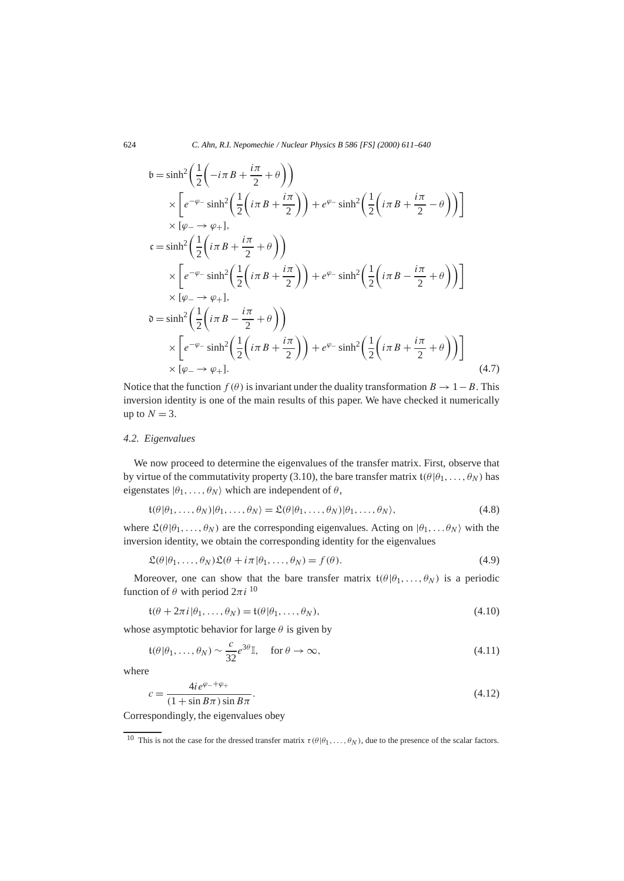$$
\begin{aligned}
\mathfrak{b} &= \sinh^2\left(\frac{1}{2}\left(-i\pi B + \frac{i\pi}{2} + \theta\right)\right) \\
&\quad \times \left[e^{-\varphi_-}\sinh^2\left(\frac{1}{2}\left(i\pi B + \frac{i\pi}{2}\right)\right) + e^{\varphi_-}\sinh^2\left(\frac{1}{2}\left(i\pi B + \frac{i\pi}{2} - \theta\right)\right)\right] \\
&\quad \times [\varphi_- \to \varphi_+], \\
\mathfrak{c} &= \sinh^2\left(\frac{1}{2}\left(i\pi B + \frac{i\pi}{2} + \theta\right)\right) \\
&\quad \times \left[e^{-\varphi_-}\sinh^2\left(\frac{1}{2}\left(i\pi B + \frac{i\pi}{2}\right)\right) + e^{\varphi_-}\sinh^2\left(\frac{1}{2}\left(i\pi B - \frac{i\pi}{2} + \theta\right)\right)\right] \\
&\quad \times [\varphi_- \to \varphi_+], \\
\mathfrak{d} &= \sinh^2\left(\frac{1}{2}\left(i\pi B - \frac{i\pi}{2} + \theta\right)\right) \\
&\quad \times \left[e^{-\varphi_-}\sinh^2\left(\frac{1}{2}\left(i\pi B + \frac{i\pi}{2}\right)\right) + e^{\varphi_-}\sinh^2\left(\frac{1}{2}\left(i\pi B + \frac{i\pi}{2} + \theta\right)\right)\right] \\
&\quad \times [\varphi_- \to \varphi_+].
\end{aligned} \tag{4.7}
$$

Notice that the function $f(\theta)$ is invariant under the duality transformation $B \to 1 - B$. This inversion identity is one of the main results of this paper. We have checked it numerically up to $N = 3$.

### 4.2. Eigenvalues

We now proceed to determine the eigenvalues of the transfer matrix. First, observe that by virtue of the commutativity property (3.10), the bare transfer matrix $\mathfrak{t}(\theta|\theta_1, \ldots, \theta_N)$ has eigenstates $|\theta_1, \ldots, \theta_N\rangle$ which are independent of $\theta$,

$$
\mathfrak{t}(\theta|\theta_1, \ldots, \theta_N)|\theta_1, \ldots, \theta_N\rangle = \mathfrak{L}(\theta|\theta_1, \ldots, \theta_N)|\theta_1, \ldots, \theta_N\rangle, \tag{4.8}
$$

where $\mathfrak{L}(\theta|\theta_1, \ldots, \theta_N)$ are the corresponding eigenvalues. Acting on $|\theta_1, \ldots \theta_N\rangle$ with the inversion identity, we obtain the corresponding identity for the eigenvalues

$$
\mathfrak{L}(\theta|\theta_1, \ldots, \theta_N)\mathfrak{L}(\theta + i\pi|\theta_1, \ldots, \theta_N) = f(\theta). \tag{4.9}
$$

Moreover, one can show that the bare transfer matrix $\mathfrak{t}(\theta|\theta_1, \ldots, \theta_N)$ is a periodic function of $\theta$ with period $2\pi i$ [10]

$$
\mathfrak{t}(\theta + 2\pi i|\theta_1, \ldots, \theta_N) = \mathfrak{t}(\theta|\theta_1, \ldots, \theta_N), \tag{4.10}
$$

whose asymptotic behavior for large $\theta$ is given by

$$
\mathfrak{t}(\theta|\theta_1, \ldots, \theta_N) \sim \frac{c}{32}e^{3\theta}\mathbb{I}, \quad \text{for } \theta \to \infty, \tag{4.11}
$$

where

$$
c = \frac{4ie^{\varphi_- + \varphi_+}}{(1 + \sin B\pi)\sin B\pi}. \tag{4.12}
$$

Correspondingly, the eigenvalues obey

[10] This is not the case for the dressed transfer matrix $\tau(\theta|\theta_1, \ldots, \theta_N)$, due to the presence of the scalar factors.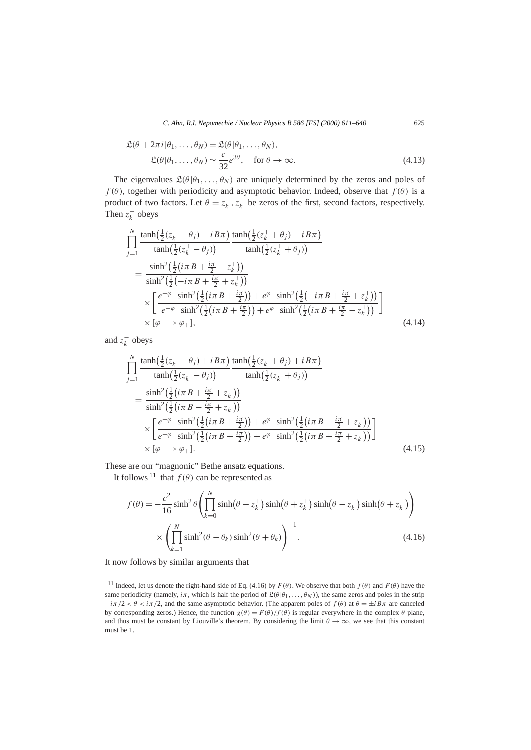$$
\begin{aligned}
&\mathfrak{L}(\theta + 2\pi i|\theta_1, \ldots, \theta_N) = \mathfrak{L}(\theta|\theta_1, \ldots, \theta_N), \\
&\qquad \mathfrak{L}(\theta|\theta_1, \ldots, \theta_N) \sim \frac{c}{32} e^{3\theta}, \quad \text{for } \theta \to \infty.
\end{aligned} \tag{4.13}
$$

The eigenvalues $\mathfrak{L}(\theta|\theta_1, \ldots, \theta_N)$ are uniquely determined by the zeros and poles of $f(\theta)$, together with periodicity and asymptotic behavior. Indeed, observe that $f(\theta)$ is a product of two factors. Let $\theta = z_k^+, z_k^-$ be zeros of the first, second factors, respectively. Then $z_k^+$ obeys

$$
\begin{aligned}
&\prod_{j=1}^{N} \frac{\tanh\left(\frac{1}{2}(z_k^+ - \theta_j) - iB\pi\right)}{\tanh\left(\frac{1}{2}(z_k^+ - \theta_j)\right)} \frac{\tanh\left(\frac{1}{2}(z_k^+ + \theta_j) - iB\pi\right)}{\tanh\left(\frac{1}{2}(z_k^+ + \theta_j)\right)} \\
&\quad = \frac{\sinh^2\left(\frac{1}{2}\left(i\pi B + \frac{i\pi}{2} - z_k^+\right)\right)}{\sinh^2\left(\frac{1}{2}\left(-i\pi B + \frac{i\pi}{2} + z_k^+\right)\right)} \\
&\qquad \times \left[\frac{e^{-\varphi_-}\sinh^2\left(\frac{1}{2}\left(i\pi B + \frac{i\pi}{2}\right)\right) + e^{\varphi_-}\sinh^2\left(\frac{1}{2}\left(-i\pi B + \frac{i\pi}{2} + z_k^+\right)\right)}{e^{-\varphi_-}\sinh^2\left(\frac{1}{2}\left(i\pi B + \frac{i\pi}{2}\right)\right) + e^{\varphi_-}\sinh^2\left(\frac{1}{2}\left(i\pi B + \frac{i\pi}{2} - z_k^+\right)\right)}\right] \\
&\qquad \times [\varphi_- \to \varphi_+],
\end{aligned} \tag{4.14}
$$

and $z_k^-$ obeys

$$
\begin{aligned}
&\prod_{j=1}^{N} \frac{\tanh\left(\frac{1}{2}(z_k^- - \theta_j) + iB\pi\right)}{\tanh\left(\frac{1}{2}(z_k^- - \theta_j)\right)} \frac{\tanh\left(\frac{1}{2}(z_k^- + \theta_j) + iB\pi\right)}{\tanh\left(\frac{1}{2}(z_k^- + \theta_j)\right)} \\
&\quad = \frac{\sinh^2\left(\frac{1}{2}\left(i\pi B + \frac{i\pi}{2} + z_k^-\right)\right)}{\sinh^2\left(\frac{1}{2}\left(i\pi B - \frac{i\pi}{2} + z_k^-\right)\right)} \\
&\qquad \times \left[\frac{e^{-\varphi_-}\sinh^2\left(\frac{1}{2}\left(i\pi B + \frac{i\pi}{2}\right)\right) + e^{\varphi_-}\sinh^2\left(\frac{1}{2}\left(i\pi B - \frac{i\pi}{2} + z_k^-\right)\right)}{e^{-\varphi_-}\sinh^2\left(\frac{1}{2}\left(i\pi B + \frac{i\pi}{2}\right)\right) + e^{\varphi_-}\sinh^2\left(\frac{1}{2}\left(i\pi B + \frac{i\pi}{2} + z_k^-\right)\right)}\right] \\
&\qquad \times [\varphi_- \to \varphi_+].
\end{aligned} \tag{4.15}
$$

These are our "magnonic" Bethe ansatz equations.

It follows [11] that $f(\theta)$ can be represented as

$$
\begin{aligned}
f(\theta) = -\frac{c^2}{16}\sinh^2\theta &\left(\prod_{k=0}^{N} \sinh\left(\theta - z_k^+\right)\sinh\left(\theta + z_k^+\right)\sinh\left(\theta - z_k^-\right)\sinh\left(\theta + z_k^-\right)\right) \\
&\times \left(\prod_{k=1}^{N} \sinh^2(\theta - \theta_k)\sinh^2(\theta + \theta_k)\right)^{-1}.
\end{aligned} \tag{4.16}
$$

It now follows by similar arguments that

[11] Indeed, let us denote the right-hand side of Eq. (4.16) by $F(\theta)$. We observe that both $f(\theta)$ and $F(\theta)$ have the same periodicity (namely, $i\pi$, which is half the period of $\mathfrak{L}(\theta|\theta_1, \ldots, \theta_N)$), the same zeros and poles in the strip $-i\pi/2 < \theta < i\pi/2$, and the same asymptotic behavior. (The apparent poles of $f(\theta)$ at $\theta = \pm iB\pi$ are canceled by corresponding zeros.) Hence, the function $g(\theta) = F(\theta)/f(\theta)$ is regular everywhere in the complex $\theta$ plane, and thus must be constant by Liouville's theorem. By considering the limit $\theta \to \infty$, we see that this constant must be 1.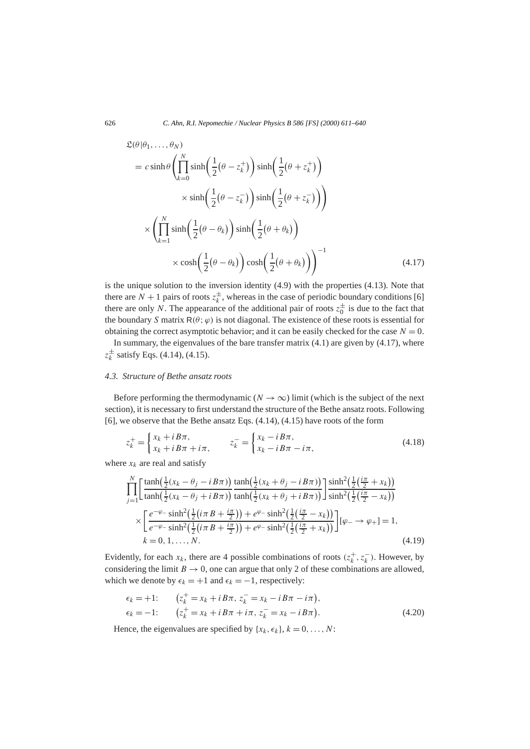$$
\begin{aligned}
&\mathfrak{L}(\theta|\theta_1, \ldots, \theta_N) \\
&= c \sinh\theta \left( \prod_{k=0}^{N} \sinh\left(\frac{1}{2}(\theta - z_k^+)\right) \sinh\left(\frac{1}{2}(\theta + z_k^+)\right) \right. \\
&\qquad \left. \times \sinh\left(\frac{1}{2}(\theta - z_k^-)\right) \sinh\left(\frac{1}{2}(\theta + z_k^-)\right) \right) \\
&\quad \times \left( \prod_{k=1}^{N} \sinh\left(\frac{1}{2}(\theta - \theta_k)\right) \sinh\left(\frac{1}{2}(\theta + \theta_k)\right) \right. \\
&\qquad \left. \times \cosh\left(\frac{1}{2}(\theta - \theta_k)\right) \cosh\left(\frac{1}{2}(\theta + \theta_k)\right) \right)^{-1}
\end{aligned}
\tag{4.17}
$$

is the unique solution to the inversion identity (4.9) with the properties (4.13). Note that there are $N+1$ pairs of roots $z_k^{\pm}$, whereas in the case of periodic boundary conditions [6] there are only $N$. The appearance of the additional pair of roots $z_0^{\pm}$ is due to the fact that the boundary $S$ matrix $\mathsf{R}(\theta;\varphi)$ is not diagonal. The existence of these roots is essential for obtaining the correct asymptotic behavior; and it can be easily checked for the case $N=0$.

In summary, the eigenvalues of the bare transfer matrix (4.1) are given by (4.17), where $z_k^{\pm}$ satisfy Eqs. (4.14), (4.15).

### 4.3. Structure of Bethe ansatz roots

Before performing the thermodynamic ($N \to \infty$) limit (which is the subject of the next section), it is necessary to first understand the structure of the Bethe ansatz roots. Following [6], we observe that the Bethe ansatz Eqs. (4.14), (4.15) have roots of the form

$$
z_k^+ = \begin{cases} x_k + iB\pi, \\ x_k + iB\pi + i\pi, \end{cases} \qquad z_k^- = \begin{cases} x_k - iB\pi, \\ x_k - iB\pi - i\pi, \end{cases}
\tag{4.18}
$$

where $x_k$ are real and satisfy

$$
\begin{aligned}
&\prod_{j=1}^{N} \left[ \frac{\tanh\left(\frac{1}{2}(x_k - \theta_j - iB\pi)\right)}{\tanh\left(\frac{1}{2}(x_k - \theta_j + iB\pi)\right)} \frac{\tanh\left(\frac{1}{2}(x_k + \theta_j - iB\pi)\right)}{\tanh\left(\frac{1}{2}(x_k + \theta_j + iB\pi)\right)} \right] \frac{\sinh^2\left(\frac{1}{2}(\frac{i\pi}{2} + x_k)\right)}{\sinh^2\left(\frac{1}{2}(\frac{i\pi}{2} - x_k)\right)} \\
&\quad \times \left[ \frac{e^{-\varphi_-} \sinh^2\left(\frac{1}{2}(i\pi B + \frac{i\pi}{2})\right) + e^{\varphi_-} \sinh^2\left(\frac{1}{2}(\frac{i\pi}{2} - x_k)\right)}{e^{-\varphi_-} \sinh^2\left(\frac{1}{2}(i\pi B + \frac{i\pi}{2})\right) + e^{\varphi_-} \sinh^2\left(\frac{1}{2}(\frac{i\pi}{2} + x_k)\right)} \right] [\varphi_- \to \varphi_+] = 1, \\
&\quad k = 0, 1, \ldots, N.
\end{aligned}
\tag{4.19}
$$

Evidently, for each $x_k$, there are 4 possible combinations of roots $(z_k^+, z_k^-)$. However, by considering the limit $B \to 0$, one can argue that only 2 of these combinations are allowed, which we denote by $\epsilon_k = +1$ and $\epsilon_k = -1$, respectively:

$$
\begin{aligned}
\epsilon_k = +1: &\qquad \left(z_k^+ = x_k + iB\pi,\ z_k^- = x_k - iB\pi - i\pi\right), \\
\epsilon_k = -1: &\qquad \left(z_k^+ = x_k + iB\pi + i\pi,\ z_k^- = x_k - iB\pi\right).
\end{aligned}
\tag{4.20}
$$

Hence, the eigenvalues are specified by $\{x_k, \epsilon_k\}$, $k = 0, \ldots, N$: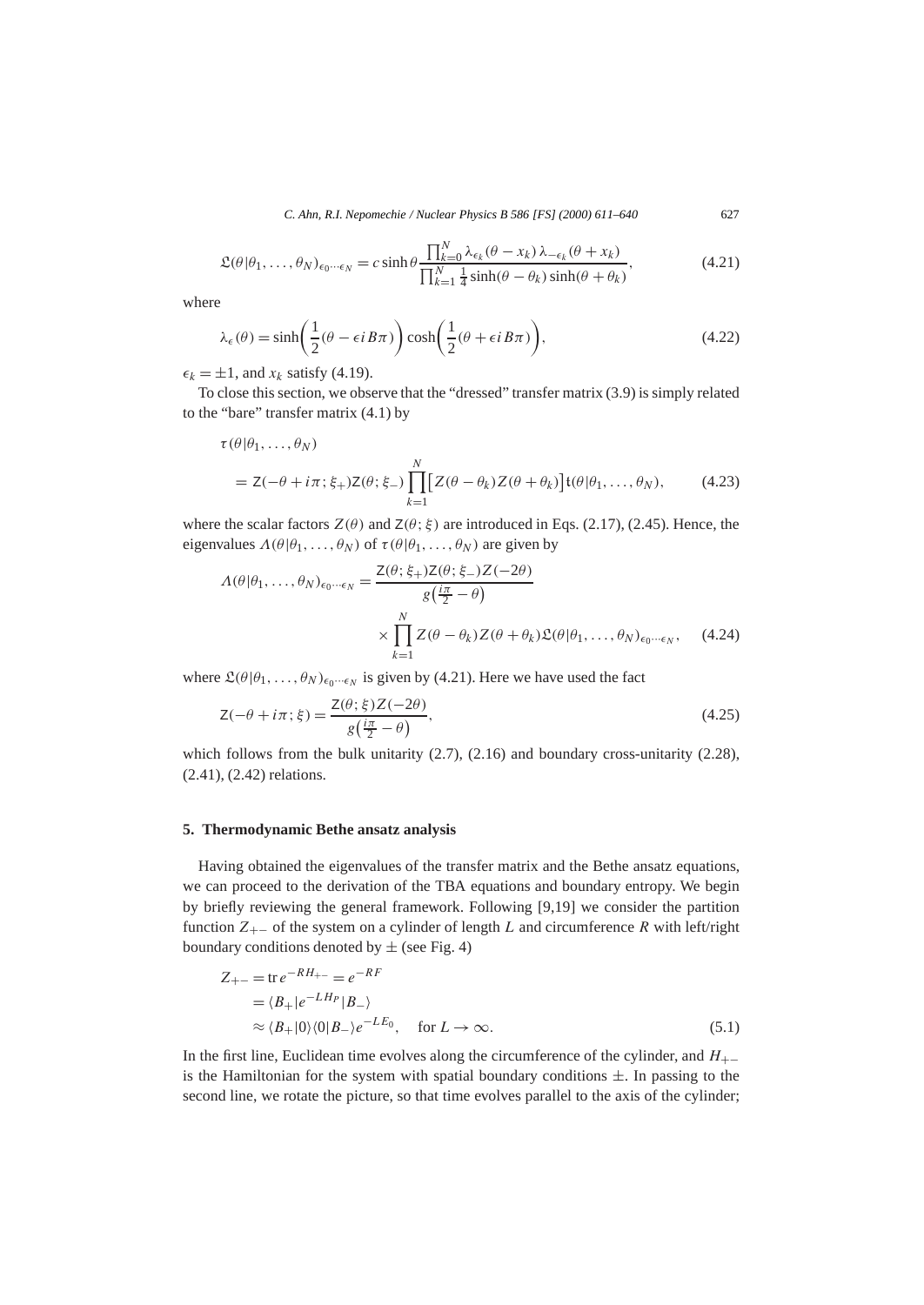$$\mathfrak{L}(\theta|\theta_1,\ldots,\theta_N)_{\epsilon_0\cdots\epsilon_N} = c\sinh\theta\frac{\prod_{k=0}^N \lambda_{\epsilon_k}(\theta-x_k)\,\lambda_{-\epsilon_k}(\theta+x_k)}{\prod_{k=1}^N \frac{1}{4}\sinh(\theta-\theta_k)\sinh(\theta+\theta_k)}, \tag{4.21}$$

where

$$\lambda_\epsilon(\theta) = \sinh\left(\frac{1}{2}(\theta - \epsilon i B\pi)\right)\cosh\left(\frac{1}{2}(\theta + \epsilon i B\pi)\right), \tag{4.22}$$

$\epsilon_k = \pm 1$, and $x_k$ satisfy (4.19).

To close this section, we observe that the "dressed" transfer matrix (3.9) is simply related to the "bare" transfer matrix (4.1) by

$$\begin{aligned}
&\tau(\theta|\theta_1,\ldots,\theta_N) \\
&\quad = \mathsf{Z}(-\theta+i\pi;\xi_+)\mathsf{Z}(\theta;\xi_-)\prod_{k=1}^N\bigl[Z(\theta-\theta_k)Z(\theta+\theta_k)\bigr]\mathfrak{t}(\theta|\theta_1,\ldots,\theta_N),
\end{aligned} \tag{4.23}$$

where the scalar factors $Z(\theta)$ and $\mathsf{Z}(\theta;\xi)$ are introduced in Eqs. (2.17), (2.45). Hence, the eigenvalues $\Lambda(\theta|\theta_1,\ldots,\theta_N)$ of $\tau(\theta|\theta_1,\ldots,\theta_N)$ are given by

$$\begin{aligned}
\Lambda(\theta|\theta_1,\ldots,\theta_N)_{\epsilon_0\cdots\epsilon_N} &= \frac{\mathsf{Z}(\theta;\xi_+)\mathsf{Z}(\theta;\xi_-)Z(-2\theta)}{g\left(\frac{i\pi}{2}-\theta\right)} \\
&\quad\times\prod_{k=1}^N Z(\theta-\theta_k)Z(\theta+\theta_k)\mathfrak{L}(\theta|\theta_1,\ldots,\theta_N)_{\epsilon_0\cdots\epsilon_N},
\end{aligned} \tag{4.24}$$

where $\mathfrak{L}(\theta|\theta_1,\ldots,\theta_N)_{\epsilon_0\cdots\epsilon_N}$ is given by (4.21). Here we have used the fact

$$\mathsf{Z}(-\theta+i\pi;\xi) = \frac{\mathsf{Z}(\theta;\xi)Z(-2\theta)}{g\left(\frac{i\pi}{2}-\theta\right)}, \tag{4.25}$$

which follows from the bulk unitarity (2.7), (2.16) and boundary cross-unitarity (2.28), (2.41), (2.42) relations.

## 5. Thermodynamic Bethe ansatz analysis

Having obtained the eigenvalues of the transfer matrix and the Bethe ansatz equations, we can proceed to the derivation of the TBA equations and boundary entropy. We begin by briefly reviewing the general framework. Following [9,19] we consider the partition function $Z_{+-}$ of the system on a cylinder of length $L$ and circumference $R$ with left/right boundary conditions denoted by $\pm$ (see Fig. 4)

$$\begin{aligned}
Z_{+-} &= \operatorname{tr} e^{-RH_{+-}} = e^{-RF} \\
&= \langle B_+|e^{-LH_P}|B_-\rangle \\
&\approx \langle B_+|0\rangle\langle 0|B_-\rangle e^{-LE_0}, \quad \text{for } L\to\infty.
\end{aligned} \tag{5.1}$$

In the first line, Euclidean time evolves along the circumference of the cylinder, and $H_{+-}$ is the Hamiltonian for the system with spatial boundary conditions $\pm$. In passing to the second line, we rotate the picture, so that time evolves parallel to the axis of the cylinder;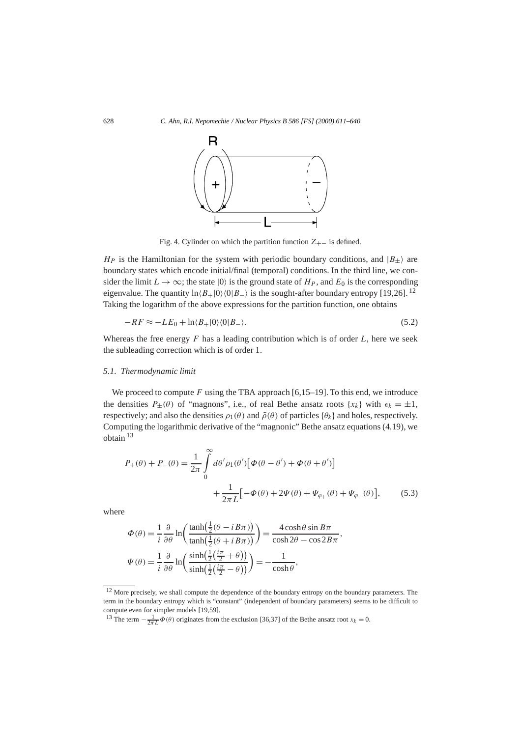Fig. 4. Cylinder on which the partition function $Z_{+-}$ is defined.

$H_P$ is the Hamiltonian for the system with periodic boundary conditions, and $|B_\pm\rangle$ are boundary states which encode initial/final (temporal) conditions. In the third line, we consider the limit $L \to \infty$; the state $|0\rangle$ is the ground state of $H_P$, and $E_0$ is the corresponding eigenvalue. The quantity $\ln\langle B_+|0\rangle\langle 0|B_-\rangle$ is the sought-after boundary entropy [19,26]. [12] Taking the logarithm of the above expressions for the partition function, one obtains

$$-RF \approx -LE_0 + \ln\langle B_+|0\rangle\langle 0|B_-\rangle. \tag{5.2}$$

Whereas the free energy $F$ has a leading contribution which is of order $L$, here we seek the subleading correction which is of order 1.

### 5.1. Thermodynamic limit

We proceed to compute $F$ using the TBA approach [6,15–19]. To this end, we introduce the densities $P_\pm(\theta)$ of "magnons", i.e., of real Bethe ansatz roots $\{x_k\}$ with $\epsilon_k = \pm 1$, respectively; and also the densities $\rho_1(\theta)$ and $\tilde{\rho}(\theta)$ of particles $\{\theta_k\}$ and holes, respectively. Computing the logarithmic derivative of the "magnonic" Bethe ansatz equations (4.19), we obtain [13]

$$P_+(\theta) + P_-(\theta) = \frac{1}{2\pi}\int_0^\infty d\theta' \rho_1(\theta')\big[\Phi(\theta-\theta') + \Phi(\theta+\theta')\big] + \frac{1}{2\pi L}\big[-\Phi(\theta) + 2\Psi(\theta) + \Psi_{\varphi_+}(\theta) + \Psi_{\varphi_-}(\theta)\big], \tag{5.3}$$

where

$$\Phi(\theta) = \frac{1}{i}\frac{\partial}{\partial\theta}\ln\left(\frac{\tanh\left(\frac{1}{2}(\theta - iB\pi)\right)}{\tanh\left(\frac{1}{2}(\theta + iB\pi)\right)}\right) = \frac{4\cosh\theta\sin B\pi}{\cosh 2\theta - \cos 2B\pi},$$

$$\Psi(\theta) = \frac{1}{i}\frac{\partial}{\partial\theta}\ln\left(\frac{\sinh\left(\frac{1}{2}\left(\frac{i\pi}{2} + \theta\right)\right)}{\sinh\left(\frac{1}{2}\left(\frac{i\pi}{2} - \theta\right)\right)}\right) = -\frac{1}{\cosh\theta},$$

[12] More precisely, we shall compute the dependence of the boundary entropy on the boundary parameters. The term in the boundary entropy which is "constant" (independent of boundary parameters) seems to be difficult to compute even for simpler models [19,59].

[13] The term $-\frac{1}{2\pi L}\Phi(\theta)$ originates from the exclusion [36,37] of the Bethe ansatz root $x_k = 0$.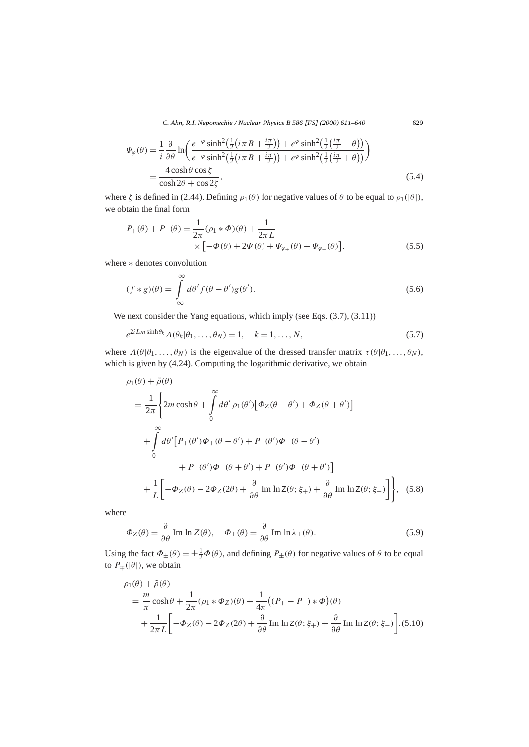$$
\begin{aligned}
\Psi_\varphi(\theta) &= \frac{1}{i}\frac{\partial}{\partial\theta}\ln\left(\frac{e^{-\varphi}\sinh^2\left(\frac{1}{2}\left(i\pi B + \frac{i\pi}{2}\right)\right) + e^{\varphi}\sinh^2\left(\frac{1}{2}\left(\frac{i\pi}{2} - \theta\right)\right)}{e^{-\varphi}\sinh^2\left(\frac{1}{2}\left(i\pi B + \frac{i\pi}{2}\right)\right) + e^{\varphi}\sinh^2\left(\frac{1}{2}\left(\frac{i\pi}{2} + \theta\right)\right)}\right) \\
&= \frac{4\cosh\theta\cos\zeta}{\cosh 2\theta + \cos 2\zeta},
\end{aligned}
\tag{5.4}
$$

where $\zeta$ is defined in (2.44). Defining $\rho_1(\theta)$ for negative values of $\theta$ to be equal to $\rho_1(|\theta|)$, we obtain the final form

$$
\begin{aligned}
P_+(\theta) + P_-(\theta) = \frac{1}{2\pi}(\rho_1 * \Phi)(\theta) + \frac{1}{2\pi L} \\
\times\left[-\Phi(\theta) + 2\Psi(\theta) + \Psi_{\varphi_+}(\theta) + \Psi_{\varphi_-}(\theta)\right],
\end{aligned}
\tag{5.5}
$$

where $*$ denotes convolution

$$
(f * g)(\theta) = \int_{-\infty}^{\infty} d\theta' f(\theta - \theta') g(\theta').
\tag{5.6}
$$

We next consider the Yang equations, which imply (see Eqs. (3.7), (3.11))

$$
e^{2iLm\sinh\theta_k}\Lambda(\theta_k|\theta_1,\ldots,\theta_N) = 1, \quad k = 1,\ldots,N,
\tag{5.7}
$$

where $\Lambda(\theta|\theta_1,\ldots,\theta_N)$ is the eigenvalue of the dressed transfer matrix $\tau(\theta|\theta_1,\ldots,\theta_N)$, which is given by (4.24). Computing the logarithmic derivative, we obtain

$$
\begin{aligned}
&\rho_1(\theta) + \tilde{\rho}(\theta) \\
&= \frac{1}{2\pi}\Bigg\{2m\cosh\theta + \int_0^\infty d\theta'\,\rho_1(\theta')\left[\Phi_Z(\theta - \theta') + \Phi_Z(\theta + \theta')\right] \\
&\quad + \int_0^\infty d\theta'\big[P_+(\theta')\Phi_+(\theta - \theta') + P_-(\theta')\Phi_-(\theta - \theta') \\
&\qquad + P_-(\theta')\Phi_+(\theta + \theta') + P_+(\theta')\Phi_-(\theta + \theta')\big] \\
&\quad + \frac{1}{L}\left[-\Phi_Z(\theta) - 2\Phi_Z(2\theta) + \frac{\partial}{\partial\theta}\operatorname{Im}\ln \mathsf{Z}(\theta;\xi_+) + \frac{\partial}{\partial\theta}\operatorname{Im}\ln \mathsf{Z}(\theta;\xi_-)\right]\Bigg\},
\end{aligned}
\tag{5.8}
$$

where

$$
\Phi_Z(\theta) = \frac{\partial}{\partial\theta}\operatorname{Im}\ln Z(\theta), \quad \Phi_\pm(\theta) = \frac{\partial}{\partial\theta}\operatorname{Im}\ln\lambda_\pm(\theta).
\tag{5.9}
$$

Using the fact $\Phi_\pm(\theta) = \pm\frac{1}{2}\Phi(\theta)$, and defining $P_\pm(\theta)$ for negative values of $\theta$ to be equal to $P_\mp(|\theta|)$, we obtain

$$
\begin{aligned}
&\rho_1(\theta) + \tilde{\rho}(\theta) \\
&= \frac{m}{\pi}\cosh\theta + \frac{1}{2\pi}(\rho_1 * \Phi_Z)(\theta) + \frac{1}{4\pi}\big((P_+ - P_-) * \Phi\big)(\theta) \\
&\quad + \frac{1}{2\pi L}\left[-\Phi_Z(\theta) - 2\Phi_Z(2\theta) + \frac{\partial}{\partial\theta}\operatorname{Im}\ln \mathsf{Z}(\theta;\xi_+) + \frac{\partial}{\partial\theta}\operatorname{Im}\ln \mathsf{Z}(\theta;\xi_-)\right].
\end{aligned}
\tag{5.10}
$$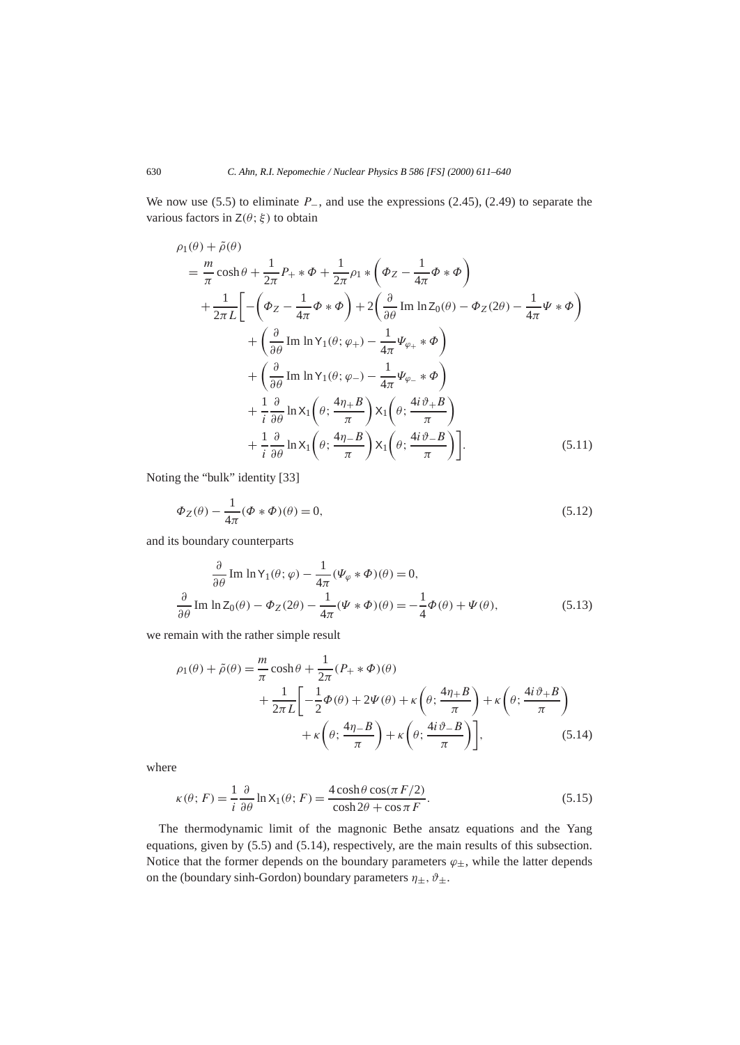We now use (5.5) to eliminate $P_-$, and use the expressions (2.45), (2.49) to separate the various factors in $\mathsf{Z}(\theta;\xi)$ to obtain

$$
\begin{aligned}
\rho_1(\theta) &+ \tilde{\rho}(\theta) \\
&= \frac{m}{\pi}\cosh\theta + \frac{1}{2\pi}P_+ * \Phi + \frac{1}{2\pi}\rho_1 * \left(\Phi_Z - \frac{1}{4\pi}\Phi * \Phi\right) \\
&\quad + \frac{1}{2\pi L}\Bigg[-\left(\Phi_Z - \frac{1}{4\pi}\Phi * \Phi\right) + 2\left(\frac{\partial}{\partial\theta}\operatorname{Im}\ln \mathsf{Z}_0(\theta) - \Phi_Z(2\theta) - \frac{1}{4\pi}\Psi * \Phi\right) \\
&\qquad + \left(\frac{\partial}{\partial\theta}\operatorname{Im}\ln \mathsf{Y}_1(\theta;\varphi_+) - \frac{1}{4\pi}\Psi_{\varphi_+} * \Phi\right) \\
&\qquad + \left(\frac{\partial}{\partial\theta}\operatorname{Im}\ln \mathsf{Y}_1(\theta;\varphi_-) - \frac{1}{4\pi}\Psi_{\varphi_-} * \Phi\right) \\
&\qquad + \frac{1}{i}\frac{\partial}{\partial\theta}\ln \mathsf{X}_1\left(\theta;\frac{4\eta_+ B}{\pi}\right)\mathsf{X}_1\left(\theta;\frac{4i\vartheta_+ B}{\pi}\right) \\
&\qquad + \frac{1}{i}\frac{\partial}{\partial\theta}\ln \mathsf{X}_1\left(\theta;\frac{4\eta_- B}{\pi}\right)\mathsf{X}_1\left(\theta;\frac{4i\vartheta_- B}{\pi}\right)\Bigg]. 
\end{aligned}
\tag{5.11}
$$

Noting the "bulk" identity [33]

$$
\Phi_Z(\theta) - \frac{1}{4\pi}(\Phi * \Phi)(\theta) = 0, \tag{5.12}
$$

and its boundary counterparts

$$
\begin{aligned}
\frac{\partial}{\partial\theta}\operatorname{Im}\ln \mathsf{Y}_1(\theta;\varphi) - \frac{1}{4\pi}(\Psi_\varphi * \Phi)(\theta) &= 0, \\
\frac{\partial}{\partial\theta}\operatorname{Im}\ln \mathsf{Z}_0(\theta) - \Phi_Z(2\theta) - \frac{1}{4\pi}(\Psi * \Phi)(\theta) &= -\frac{1}{4}\Phi(\theta) + \Psi(\theta),
\end{aligned}
\tag{5.13}
$$

we remain with the rather simple result

$$
\begin{aligned}
\rho_1(\theta) + \tilde{\rho}(\theta) &= \frac{m}{\pi}\cosh\theta + \frac{1}{2\pi}(P_+ * \Phi)(\theta) \\
&\quad + \frac{1}{2\pi L}\Bigg[-\frac{1}{2}\Phi(\theta) + 2\Psi(\theta) + \kappa\left(\theta;\frac{4\eta_+ B}{\pi}\right) + \kappa\left(\theta;\frac{4i\vartheta_+ B}{\pi}\right) \\
&\qquad + \kappa\left(\theta;\frac{4\eta_- B}{\pi}\right) + \kappa\left(\theta;\frac{4i\vartheta_- B}{\pi}\right)\Bigg],
\end{aligned}
\tag{5.14}
$$

where

$$
\kappa(\theta;F) = \frac{1}{i}\frac{\partial}{\partial\theta}\ln \mathsf{X}_1(\theta;F) = \frac{4\cosh\theta\cos(\pi F/2)}{\cosh 2\theta + \cos\pi F}. \tag{5.15}
$$

The thermodynamic limit of the magnonic Bethe ansatz equations and the Yang equations, given by (5.5) and (5.14), respectively, are the main results of this subsection. Notice that the former depends on the boundary parameters $\varphi_\pm$, while the latter depends on the (boundary sinh-Gordon) boundary parameters $\eta_\pm, \vartheta_\pm$.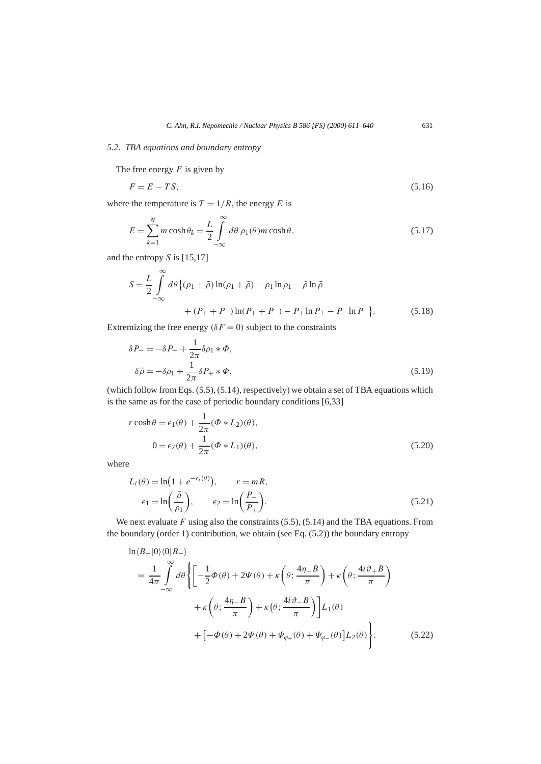### 5.2. TBA equations and boundary entropy

The free energy $F$ is given by

$$F = E - TS, \tag{5.16}$$

where the temperature is $T = 1/R$, the energy $E$ is

$$E = \sum_{k=1}^{N} m \cosh\theta_k = \frac{L}{2} \int_{-\infty}^{\infty} d\theta \, \rho_1(\theta) m \cosh\theta, \tag{5.17}$$

and the entropy $S$ is [15,17]

$$\begin{aligned} S = \frac{L}{2} \int_{-\infty}^{\infty} d\theta \big\{ & (\rho_1 + \tilde{\rho}) \ln(\rho_1 + \tilde{\rho}) - \rho_1 \ln \rho_1 - \tilde{\rho} \ln \tilde{\rho} \\ & + (P_+ + P_-) \ln(P_+ + P_-) - P_+ \ln P_+ - P_- \ln P_- \big\}. \end{aligned} \tag{5.18}$$

Extremizing the free energy ($\delta F = 0$) subject to the constraints

$$\begin{aligned} \delta P_- &= -\delta P_+ + \frac{1}{2\pi} \delta\rho_1 * \Phi, \\ \delta\tilde{\rho} &= -\delta\rho_1 + \frac{1}{2\pi} \delta P_+ * \Phi, \end{aligned} \tag{5.19}$$

(which follow from Eqs. (5.5), (5.14), respectively) we obtain a set of TBA equations which is the same as for the case of periodic boundary conditions [6,33]

$$\begin{aligned} r \cosh\theta &= \epsilon_1(\theta) + \frac{1}{2\pi} (\Phi * L_2)(\theta), \\ 0 &= \epsilon_2(\theta) + \frac{1}{2\pi} (\Phi * L_1)(\theta), \end{aligned} \tag{5.20}$$

where

$$\begin{aligned} L_i(\theta) &= \ln\big(1 + e^{-\epsilon_i(\theta)}\big), \qquad r = mR, \\ \epsilon_1 &= \ln\left(\frac{\tilde{\rho}}{\rho_1}\right), \qquad \epsilon_2 = \ln\left(\frac{P_-}{P_+}\right). \end{aligned} \tag{5.21}$$

We next evaluate $F$ using also the constraints (5.5), (5.14) and the TBA equations. From the boundary (order 1) contribution, we obtain (see Eq. (5.2)) the boundary entropy

$$\begin{aligned} & \ln\langle B_+|0\rangle\langle 0|B_-\rangle \\ &= \frac{1}{4\pi} \int_{-\infty}^{\infty} d\theta \Bigg\{ \bigg[ -\frac{1}{2}\Phi(\theta) + 2\Psi(\theta) + \kappa\left(\theta; \frac{4\eta_+ B}{\pi}\right) + \kappa\left(\theta; \frac{4i\vartheta_+ B}{\pi}\right) \\ &\qquad + \kappa\left(\theta; \frac{4\eta_- B}{\pi}\right) + \kappa\left(\theta; \frac{4i\vartheta_- B}{\pi}\right) \bigg] L_1(\theta) \\ &\qquad + \big[ -\Phi(\theta) + 2\Psi(\theta) + \Psi_{\varphi_+}(\theta) + \Psi_{\varphi_-}(\theta) \big] L_2(\theta) \Bigg\}. \end{aligned} \tag{5.22}$$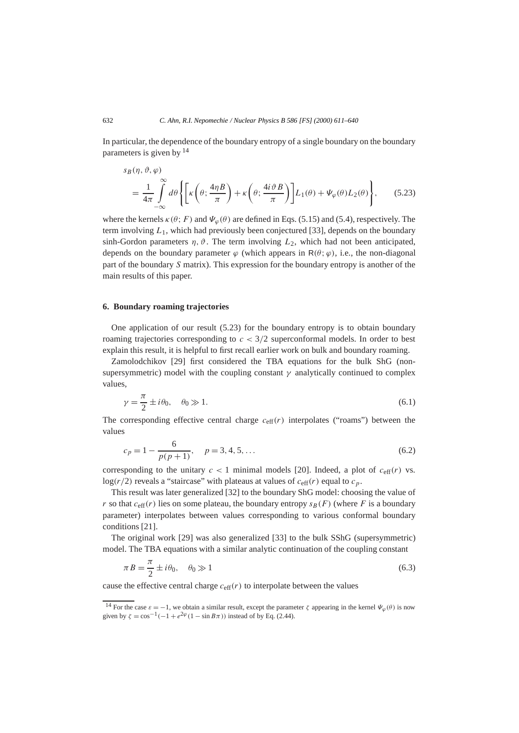In particular, the dependence of the boundary entropy of a single boundary on the boundary parameters is given by [14]

$$
\begin{aligned}
& s_B(\eta, \vartheta, \varphi) \\
&= \frac{1}{4\pi} \int_{-\infty}^{\infty} d\theta \left\{ \left[ \kappa\left(\theta; \frac{4\eta B}{\pi}\right) + \kappa\left(\theta; \frac{4i\vartheta B}{\pi}\right) \right] L_1(\theta) + \Psi_\varphi(\theta) L_2(\theta) \right\}, \qquad (5.23)
\end{aligned}
$$

where the kernels $\kappa(\theta; F)$ and $\Psi_\varphi(\theta)$ are defined in Eqs. (5.15) and (5.4), respectively. The term involving $L_1$, which had previously been conjectured [33], depends on the boundary sinh-Gordon parameters $\eta, \vartheta$. The term involving $L_2$, which had not been anticipated, depends on the boundary parameter $\varphi$ (which appears in $\mathsf{R}(\theta; \varphi)$, i.e., the non-diagonal part of the boundary $S$ matrix). This expression for the boundary entropy is another of the main results of this paper.

## 6. Boundary roaming trajectories

One application of our result (5.23) for the boundary entropy is to obtain boundary roaming trajectories corresponding to $c < 3/2$ superconformal models. In order to best explain this result, it is helpful to first recall earlier work on bulk and boundary roaming.

Zamolodchikov [29] first considered the TBA equations for the bulk ShG (non-supersymmetric) model with the coupling constant $\gamma$ analytically continued to complex values,

$$
\gamma = \frac{\pi}{2} \pm i\theta_0, \quad \theta_0 \gg 1. \qquad (6.1)
$$

The corresponding effective central charge $c_{\text{eff}}(r)$ interpolates ("roams") between the values

$$
c_p = 1 - \frac{6}{p(p+1)}, \quad p = 3, 4, 5, \ldots \qquad (6.2)
$$

corresponding to the unitary $c < 1$ minimal models [20]. Indeed, a plot of $c_{\text{eff}}(r)$ vs. $\log(r/2)$ reveals a "staircase" with plateaus at values of $c_{\text{eff}}(r)$ equal to $c_p$.

This result was later generalized [32] to the boundary ShG model: choosing the value of $r$ so that $c_{\text{eff}}(r)$ lies on some plateau, the boundary entropy $s_B(F)$ (where $F$ is a boundary parameter) interpolates between values corresponding to various conformal boundary conditions [21].

The original work [29] was also generalized [33] to the bulk SShG (supersymmetric) model. The TBA equations with a similar analytic continuation of the coupling constant

$$
\pi B = \frac{\pi}{2} \pm i\theta_0, \quad \theta_0 \gg 1 \qquad (6.3)
$$

cause the effective central charge $c_{\text{eff}}(r)$ to interpolate between the values

[14] For the case $\varepsilon = -1$, we obtain a similar result, except the parameter $\zeta$ appearing in the kernel $\Psi_\varphi(\theta)$ is now given by $\zeta = \cos^{-1}(-1 + e^{2\varphi}(1 - \sin B\pi))$ instead of by Eq. (2.44).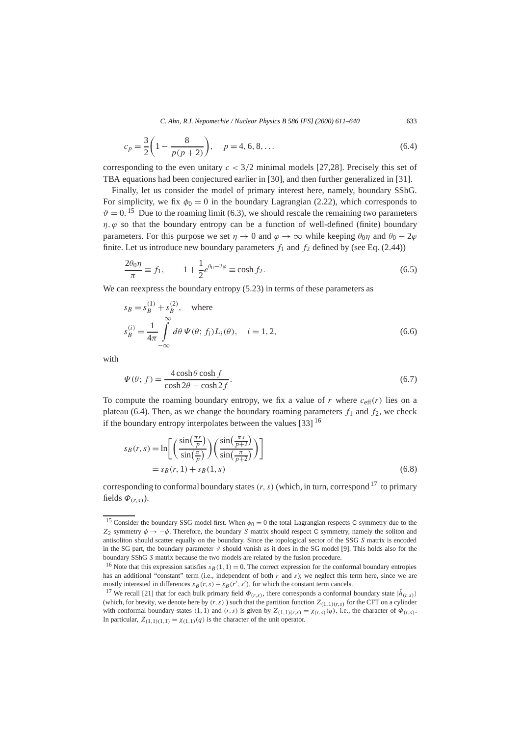$$c_p = \frac{3}{2}\left(1 - \frac{8}{p(p+2)}\right), \quad p = 4, 6, 8, \ldots \tag{6.4}$$

corresponding to the even unitary $c < 3/2$ minimal models [27,28]. Precisely this set of TBA equations had been conjectured earlier in [30], and then further generalized in [31].

Finally, let us consider the model of primary interest here, namely, boundary SShG. For simplicity, we fix $\phi_0 = 0$ in the boundary Lagrangian (2.22), which corresponds to $\vartheta = 0$. [15] Due to the roaming limit (6.3), we should rescale the remaining two parameters $\eta, \varphi$ so that the boundary entropy can be a function of well-defined (finite) boundary parameters. For this purpose we set $\eta \to 0$ and $\varphi \to \infty$ while keeping $\theta_0 \eta$ and $\theta_0 - 2\varphi$ finite. Let us introduce new boundary parameters $f_1$ and $f_2$ defined by (see Eq. (2.44))

$$\frac{2\theta_0 \eta}{\pi} \equiv f_1, \qquad 1 + \frac{1}{2} e^{\theta_0 - 2\varphi} \equiv \cosh f_2. \tag{6.5}$$

We can reexpress the boundary entropy (5.23) in terms of these parameters as

$$s_B = s_B^{(1)} + s_B^{(2)}, \quad \text{where}$$
$$s_B^{(i)} = \frac{1}{4\pi} \int_{-\infty}^{\infty} d\theta \, \Psi(\theta; f_i) L_i(\theta), \quad i = 1, 2, \tag{6.6}$$

with

$$\Psi(\theta; f) = \frac{4 \cosh\theta \cosh f}{\cosh 2\theta + \cosh 2f}. \tag{6.7}$$

To compute the roaming boundary entropy, we fix a value of $r$ where $c_{\text{eff}}(r)$ lies on a plateau (6.4). Then, as we change the boundary roaming parameters $f_1$ and $f_2$, we check if the boundary entropy interpolates between the values [33] [16]

$$\begin{aligned} s_B(r, s) &= \ln\left[\left(\frac{\sin\left(\frac{\pi r}{p}\right)}{\sin\left(\frac{\pi}{p}\right)}\right)\left(\frac{\sin\left(\frac{\pi s}{p+2}\right)}{\sin\left(\frac{\pi}{p+2}\right)}\right)\right] \\ &= s_B(r, 1) + s_B(1, s) \end{aligned} \tag{6.8}$$

corresponding to conformal boundary states $(r, s)$ (which, in turn, correspond [17] to primary fields $\Phi_{(r,s)}$).

---

[15] Consider the boundary SSG model first. When $\phi_0 = 0$ the total Lagrangian respects C symmetry due to the $Z_2$ symmetry $\phi \to -\phi$. Therefore, the boundary $S$ matrix should respect C symmetry, namely the soliton and antisoliton should scatter equally on the boundary. Since the topological sector of the SSG $S$ matrix is encoded in the SG part, the boundary parameter $\vartheta$ should vanish as it does in the SG model [9]. This holds also for the boundary SShG $S$ matrix because the two models are related by the fusion procedure.

[16] Note that this expression satisfies $s_B(1, 1) = 0$. The correct expression for the conformal boundary entropies has an additional "constant" term (i.e., independent of both $r$ and $s$); we neglect this term here, since we are mostly interested in differences $s_B(r, s) - s_B(r', s')$, for which the constant term cancels.

[17] We recall [21] that for each bulk primary field $\Phi_{(r,s)}$, there corresponds a conformal boundary state $|\tilde{h}_{(r,s)}\rangle$ (which, for brevity, we denote here by $(r, s)$ ) such that the partition function $Z_{(1,1)(r,s)}$ for the CFT on a cylinder with conformal boundary states $(1, 1)$ and $(r, s)$ is given by $Z_{(1,1)(r,s)} = \chi_{(r,s)}(q)$, i.e., the character of $\Phi_{(r,s)}$. In particular, $Z_{(1,1)(1,1)} = \chi_{(1,1)}(q)$ is the character of the unit operator.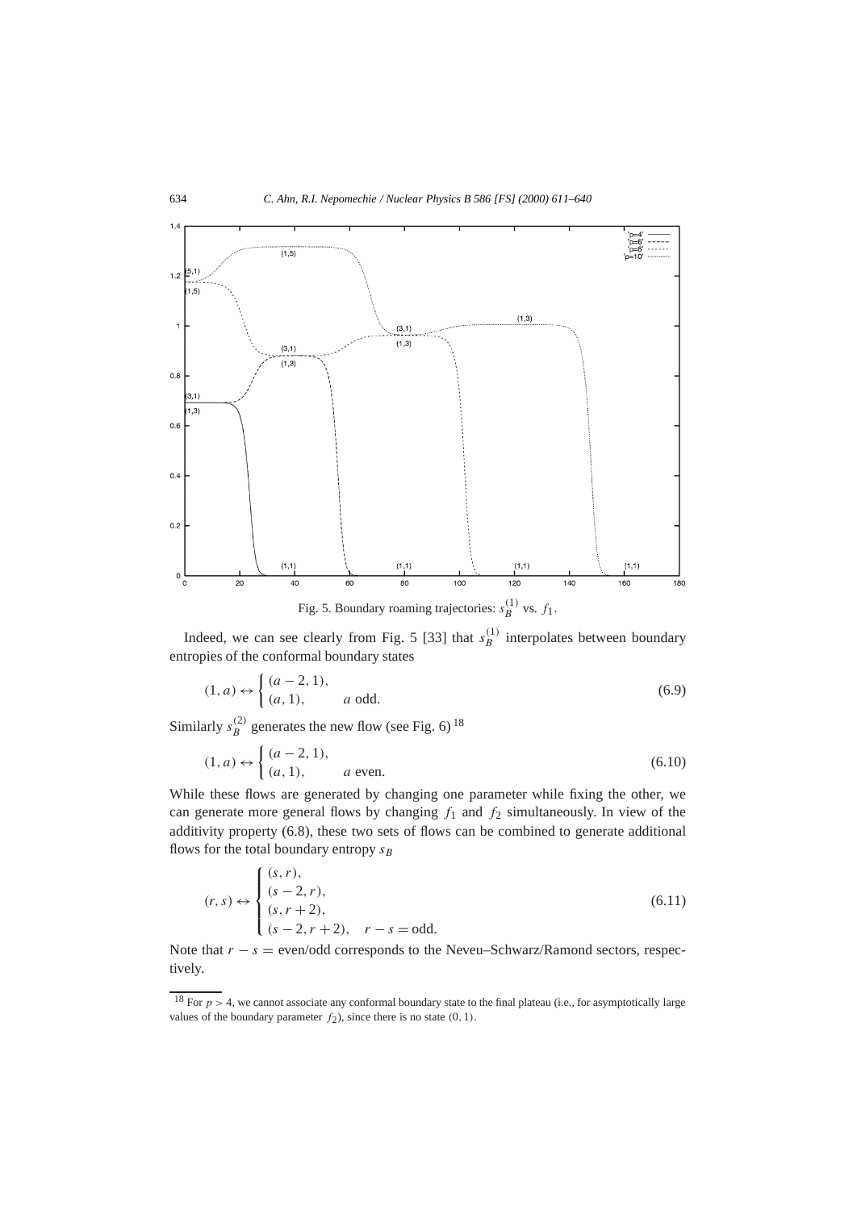Fig. 5. Boundary roaming trajectories: $s_B^{(1)}$ vs. $f_1$.

Indeed, we can see clearly from Fig. 5 [33] that $s_B^{(1)}$ interpolates between boundary entropies of the conformal boundary states

$$(1, a) \leftrightarrow \begin{cases} (a-2, 1), \\ (a, 1), \qquad a \text{ odd}. \end{cases} \tag{6.9}$$

Similarly $s_B^{(2)}$ generates the new flow (see Fig. 6) [18]

$$(1, a) \leftrightarrow \begin{cases} (a-2, 1), \\ (a, 1), \qquad a \text{ even}. \end{cases} \tag{6.10}$$

While these flows are generated by changing one parameter while fixing the other, we can generate more general flows by changing $f_1$ and $f_2$ simultaneously. In view of the additivity property (6.8), these two sets of flows can be combined to generate additional flows for the total boundary entropy $s_B$

$$(r, s) \leftrightarrow \begin{cases} (s, r), \\ (s-2, r), \\ (s, r+2), \\ (s-2, r+2), \quad r-s = \text{odd}. \end{cases} \tag{6.11}$$

Note that $r - s =$ even/odd corresponds to the Neveu–Schwarz/Ramond sectors, respectively.

[18] For $p > 4$, we cannot associate any conformal boundary state to the final plateau (i.e., for asymptotically large values of the boundary parameter $f_2$), since there is no state $(0, 1)$.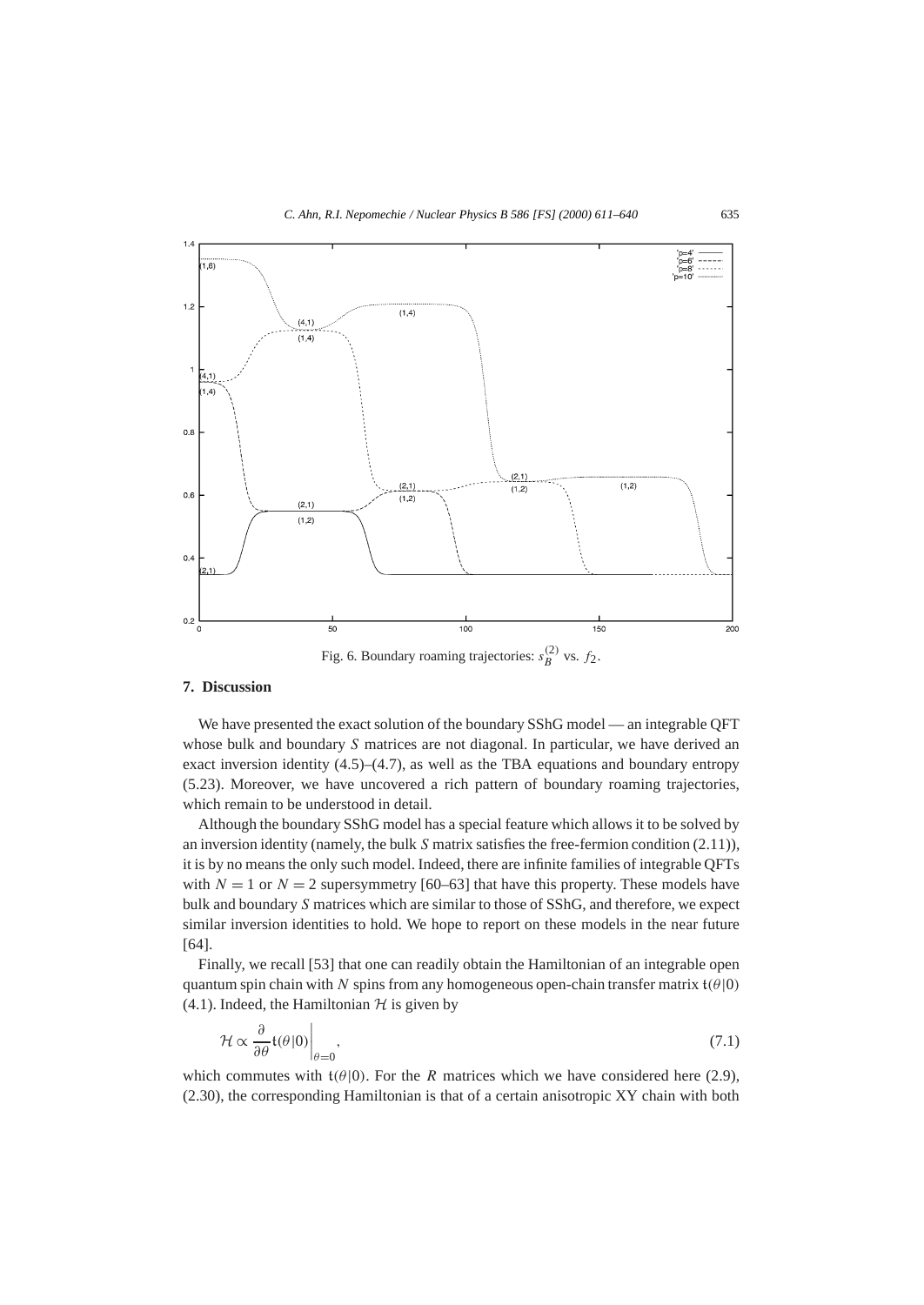Fig. 6. Boundary roaming trajectories: $s_B^{(2)}$ vs. $f_2$.

## 7. Discussion

We have presented the exact solution of the boundary SShG model — an integrable QFT whose bulk and boundary $S$ matrices are not diagonal. In particular, we have derived an exact inversion identity (4.5)–(4.7), as well as the TBA equations and boundary entropy (5.23). Moreover, we have uncovered a rich pattern of boundary roaming trajectories, which remain to be understood in detail.

Although the boundary SShG model has a special feature which allows it to be solved by an inversion identity (namely, the bulk $S$ matrix satisfies the free-fermion condition (2.11)), it is by no means the only such model. Indeed, there are infinite families of integrable QFTs with $N = 1$ or $N = 2$ supersymmetry [60–63] that have this property. These models have bulk and boundary $S$ matrices which are similar to those of SShG, and therefore, we expect similar inversion identities to hold. We hope to report on these models in the near future [64].

Finally, we recall [53] that one can readily obtain the Hamiltonian of an integrable open quantum spin chain with $N$ spins from any homogeneous open-chain transfer matrix $\mathfrak{t}(\theta|0)$ (4.1). Indeed, the Hamiltonian $\mathcal{H}$ is given by

$$\mathcal{H} \propto \frac{\partial}{\partial \theta} \mathfrak{t}(\theta|0) \bigg|_{\theta=0}, \tag{7.1}$$

which commutes with $\mathfrak{t}(\theta|0)$. For the $R$ matrices which we have considered here (2.9), (2.30), the corresponding Hamiltonian is that of a certain anisotropic XY chain with both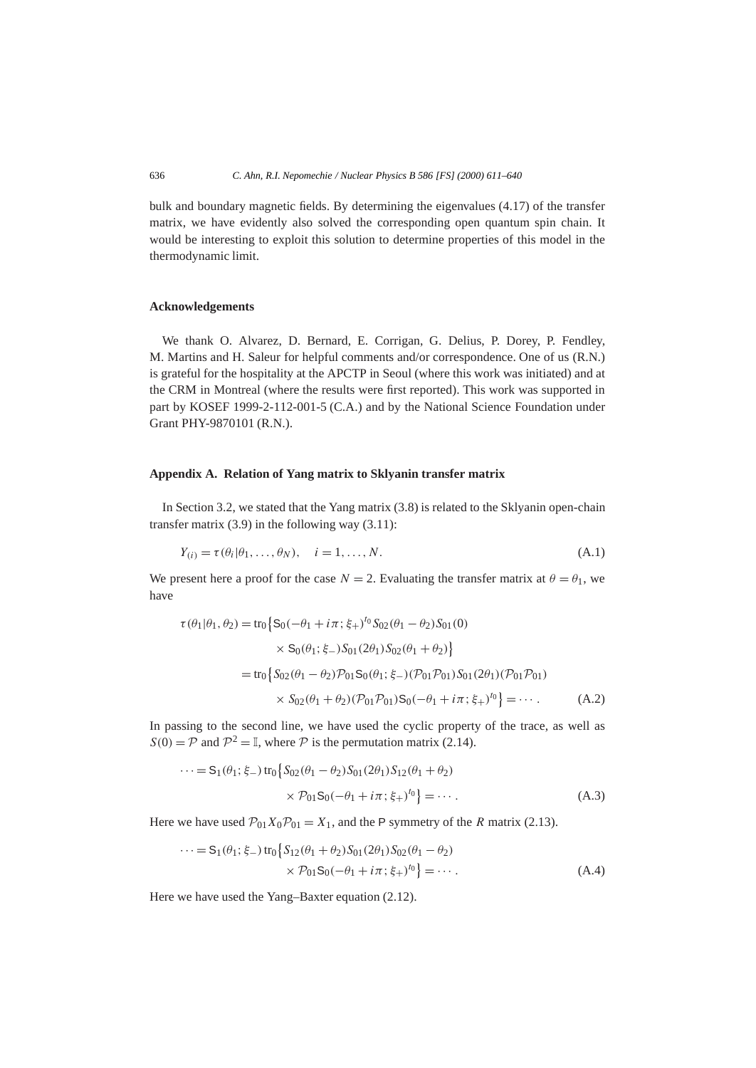bulk and boundary magnetic fields. By determining the eigenvalues (4.17) of the transfer matrix, we have evidently also solved the corresponding open quantum spin chain. It would be interesting to exploit this solution to determine properties of this model in the thermodynamic limit.

### Acknowledgements

We thank O. Alvarez, D. Bernard, E. Corrigan, G. Delius, P. Dorey, P. Fendley, M. Martins and H. Saleur for helpful comments and/or correspondence. One of us (R.N.) is grateful for the hospitality at the APCTP in Seoul (where this work was initiated) and at the CRM in Montreal (where the results were first reported). This work was supported in part by KOSEF 1999-2-112-001-5 (C.A.) and by the National Science Foundation under Grant PHY-9870101 (R.N.).

### Appendix A. Relation of Yang matrix to Sklyanin transfer matrix

In Section 3.2, we stated that the Yang matrix (3.8) is related to the Sklyanin open-chain transfer matrix (3.9) in the following way (3.11):

$$Y_{(i)} = \tau(\theta_i|\theta_1, \ldots, \theta_N), \quad i = 1, \ldots, N. \tag{A.1}$$

We present here a proof for the case $N = 2$. Evaluating the transfer matrix at $\theta = \theta_1$, we have

$$\begin{aligned}
\tau(\theta_1|\theta_1, \theta_2) &= \mathrm{tr}_0\big\{\mathsf{S}_0(-\theta_1 + i\pi; \xi_+)^{t_0} S_{02}(\theta_1 - \theta_2) S_{01}(0) \\
&\qquad \times \mathsf{S}_0(\theta_1; \xi_-) S_{01}(2\theta_1) S_{02}(\theta_1 + \theta_2)\big\} \\
&= \mathrm{tr}_0\big\{S_{02}(\theta_1 - \theta_2)\mathcal{P}_{01}\mathsf{S}_0(\theta_1; \xi_-)(\mathcal{P}_{01}\mathcal{P}_{01}) S_{01}(2\theta_1)(\mathcal{P}_{01}\mathcal{P}_{01}) \\
&\qquad \times S_{02}(\theta_1 + \theta_2)(\mathcal{P}_{01}\mathcal{P}_{01})\mathsf{S}_0(-\theta_1 + i\pi; \xi_+)^{t_0}\big\} = \cdots .
\end{aligned} \tag{A.2}$$

In passing to the second line, we have used the cyclic property of the trace, as well as $S(0) = \mathcal{P}$ and $\mathcal{P}^2 = \mathbb{I}$, where $\mathcal{P}$ is the permutation matrix (2.14).

$$\begin{aligned}
\cdots = \mathsf{S}_1(\theta_1; \xi_-)\, \mathrm{tr}_0\big\{&S_{02}(\theta_1 - \theta_2) S_{01}(2\theta_1) S_{12}(\theta_1 + \theta_2) \\
&\times \mathcal{P}_{01}\mathsf{S}_0(-\theta_1 + i\pi; \xi_+)^{t_0}\big\} = \cdots .
\end{aligned} \tag{A.3}$$

Here we have used $\mathcal{P}_{01} X_0 \mathcal{P}_{01} = X_1$, and the $\mathsf{P}$ symmetry of the $R$ matrix (2.13).

$$\begin{aligned}
\cdots = \mathsf{S}_1(\theta_1; \xi_-)\, \mathrm{tr}_0\big\{&S_{12}(\theta_1 + \theta_2) S_{01}(2\theta_1) S_{02}(\theta_1 - \theta_2) \\
&\times \mathcal{P}_{01}\mathsf{S}_0(-\theta_1 + i\pi; \xi_+)^{t_0}\big\} = \cdots .
\end{aligned} \tag{A.4}$$

Here we have used the Yang–Baxter equation (2.12).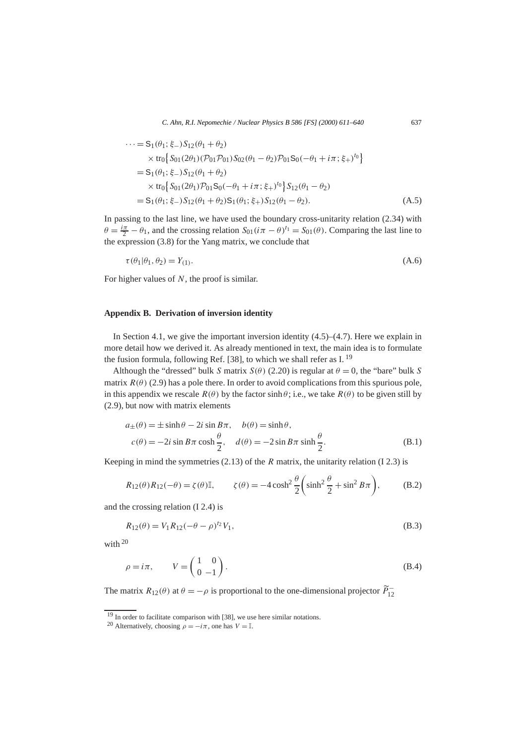$$
\begin{aligned}
\cdots &= \mathsf{S}_1(\theta_1;\xi_-) S_{12}(\theta_1+\theta_2) \\
&\quad \times \operatorname{tr}_0\big\{ S_{01}(2\theta_1)(\mathcal{P}_{01}\mathcal{P}_{01}) S_{02}(\theta_1-\theta_2)\mathcal{P}_{01}\mathsf{S}_0(-\theta_1+i\pi;\xi_+)^{t_0}\big\} \\
&= \mathsf{S}_1(\theta_1;\xi_-) S_{12}(\theta_1+\theta_2) \\
&\quad \times \operatorname{tr}_0\big\{ S_{01}(2\theta_1)\mathcal{P}_{01}\mathsf{S}_0(-\theta_1+i\pi;\xi_+)^{t_0}\big\} S_{12}(\theta_1-\theta_2) \\
&= \mathsf{S}_1(\theta_1;\xi_-) S_{12}(\theta_1+\theta_2)\mathsf{S}_1(\theta_1;\xi_+) S_{12}(\theta_1-\theta_2).
\end{aligned}
\tag{A.5}
$$

In passing to the last line, we have used the boundary cross-unitarity relation (2.34) with $\theta = \frac{i\pi}{2} - \theta_1$, and the crossing relation $S_{01}(i\pi-\theta)^{t_1} = S_{01}(\theta)$. Comparing the last line to the expression (3.8) for the Yang matrix, we conclude that

$$
\tau(\theta_1|\theta_1,\theta_2) = Y_{(1)}.
\tag{A.6}
$$

For higher values of $N$, the proof is similar.

## Appendix B. Derivation of inversion identity

In Section 4.1, we give the important inversion identity (4.5)–(4.7). Here we explain in more detail how we derived it. As already mentioned in text, the main idea is to formulate the fusion formula, following Ref. [38], to which we shall refer as I. [19]

Although the "dressed" bulk $S$ matrix $S(\theta)$ (2.20) is regular at $\theta = 0$, the "bare" bulk $S$ matrix $R(\theta)$ (2.9) has a pole there. In order to avoid complications from this spurious pole, in this appendix we rescale $R(\theta)$ by the factor $\sinh\theta$; i.e., we take $R(\theta)$ to be given still by (2.9), but now with matrix elements

$$
\begin{aligned}
a_\pm(\theta) &= \pm\sinh\theta - 2i\sin B\pi, \quad b(\theta) = \sinh\theta, \\
c(\theta) &= -2i\sin B\pi\cosh\frac{\theta}{2}, \quad d(\theta) = -2\sin B\pi\sinh\frac{\theta}{2}.
\end{aligned}
\tag{B.1}
$$

Keeping in mind the symmetries (2.13) of the $R$ matrix, the unitarity relation (I 2.3) is

$$
R_{12}(\theta)R_{12}(-\theta) = \zeta(\theta)\mathbb{I}, \qquad \zeta(\theta) = -4\cosh^2\frac{\theta}{2}\left(\sinh^2\frac{\theta}{2} + \sin^2 B\pi\right),
\tag{B.2}
$$

and the crossing relation (I 2.4) is

$$
R_{12}(\theta) = V_1 R_{12}(-\theta-\rho)^{t_2} V_1,
\tag{B.3}
$$

with [20]

$$
\rho = i\pi, \qquad V = \begin{pmatrix} 1 & 0 \\ 0 & -1 \end{pmatrix}.
\tag{B.4}
$$

The matrix $R_{12}(\theta)$ at $\theta = -\rho$ is proportional to the one-dimensional projector $\widetilde{P}^-_{12}$

[19] In order to facilitate comparison with [38], we use here similar notations.

[20] Alternatively, choosing $\rho = -i\pi$, one has $V = \mathbb{I}$.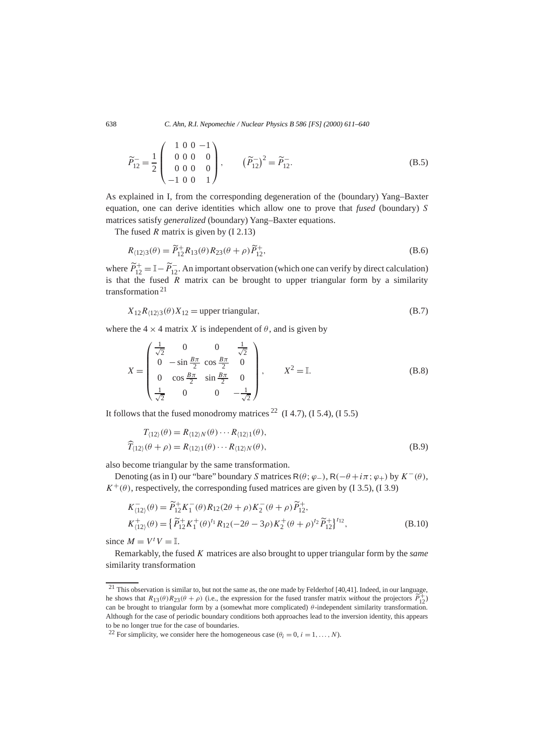$$
\widetilde{P}_{12}^{-} = \frac{1}{2} \begin{pmatrix} 1 & 0 & 0 & -1 \\ 0 & 0 & 0 & 0 \\ 0 & 0 & 0 & 0 \\ -1 & 0 & 0 & 1 \end{pmatrix}, \qquad \left(\widetilde{P}_{12}^{-}\right)^2 = \widetilde{P}_{12}^{-}. \tag{B.5}
$$

As explained in I, from the corresponding degeneration of the (boundary) Yang–Baxter equation, one can derive identities which allow one to prove that *fused* (boundary) $S$ matrices satisfy *generalized* (boundary) Yang–Baxter equations.

The fused $R$ matrix is given by (I 2.13)

$$
R_{\langle 12\rangle 3}(\theta) = \widetilde{P}_{12}^{+} R_{13}(\theta) R_{23}(\theta + \rho) \widetilde{P}_{12}^{+}, \tag{B.6}
$$

where $\widetilde{P}_{12}^{+} = \mathbb{I} - \widetilde{P}_{12}^{-}$. An important observation (which one can verify by direct calculation) is that the fused $R$ matrix can be brought to upper triangular form by a similarity transformation [21]

$$
X_{12} R_{\langle 12\rangle 3}(\theta) X_{12} = \text{upper triangular}, \tag{B.7}
$$

where the $4 \times 4$ matrix $X$ is independent of $\theta$, and is given by

$$
X = \begin{pmatrix} \frac{1}{\sqrt{2}} & 0 & 0 & \frac{1}{\sqrt{2}} \\ 0 & -\sin\frac{B\pi}{2} & \cos\frac{B\pi}{2} & 0 \\ 0 & \cos\frac{B\pi}{2} & \sin\frac{B\pi}{2} & 0 \\ \frac{1}{\sqrt{2}} & 0 & 0 & -\frac{1}{\sqrt{2}} \end{pmatrix}, \qquad X^2 = \mathbb{I}. \tag{B.8}
$$

It follows that the fused monodromy matrices [22] (I 4.7), (I 5.4), (I 5.5)

$$
\begin{aligned}
T_{\langle 12\rangle}(\theta) &= R_{\langle 12\rangle N}(\theta) \cdots R_{\langle 12\rangle 1}(\theta), \\
\widehat{T}_{\langle 12\rangle}(\theta + \rho) &= R_{\langle 12\rangle 1}(\theta) \cdots R_{\langle 12\rangle N}(\theta),
\end{aligned} \tag{B.9}
$$

also become triangular by the same transformation.

Denoting (as in I) our "bare" boundary $S$ matrices $\mathsf{R}(\theta; \varphi_-)$, $\mathsf{R}(-\theta + i\pi; \varphi_+)$ by $K^-(\theta)$, $K^+(\theta)$, respectively, the corresponding fused matrices are given by (I 3.5), (I 3.9)

$$
\begin{aligned}
K_{\langle 12\rangle}^{-}(\theta) &= \widetilde{P}_{12}^{+} K_1^{-}(\theta) R_{12}(2\theta + \rho) K_2^{-}(\theta + \rho) \widetilde{P}_{12}^{+}, \\
K_{\langle 12\rangle}^{+}(\theta) &= \left\{ \widetilde{P}_{12}^{+} K_1^{+}(\theta)^{t_1} R_{12}(-2\theta - 3\rho) K_2^{+}(\theta + \rho)^{t_2} \widetilde{P}_{12}^{+} \right\}^{t_{12}},
\end{aligned} \tag{B.10}
$$

since $M = V^t V = \mathbb{I}$.

Remarkably, the fused $K$ matrices are also brought to upper triangular form by the *same* similarity transformation

---

[21] This observation is similar to, but not the same as, the one made by Felderhof [40,41]. Indeed, in our language, he shows that $R_{13}(\theta) R_{23}(\theta + \rho)$ (i.e., the expression for the fused transfer matrix *without* the projectors $\widetilde{P}_{12}^{+}$) can be brought to triangular form by a (somewhat more complicated) $\theta$-independent similarity transformation. Although for the case of periodic boundary conditions both approaches lead to the inversion identity, this appears to be no longer true for the case of boundaries.

[22] For simplicity, we consider here the homogeneous case ($\theta_i = 0$, $i = 1, \ldots, N$).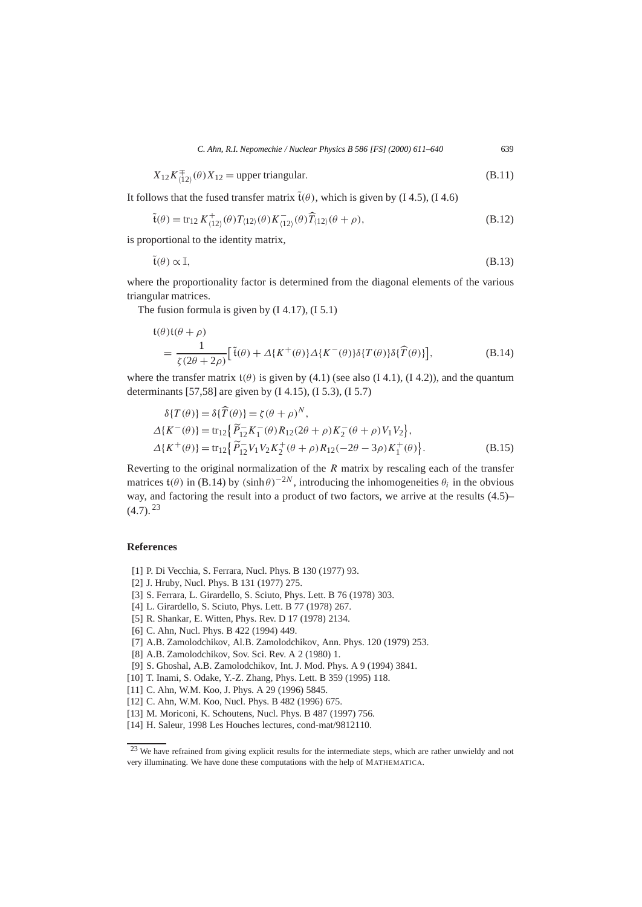$$X_{12} K^{\mp}_{\langle 12 \rangle}(\theta) X_{12} = \text{upper triangular.} \tag{B.11}$$

It follows that the fused transfer matrix $\tilde{\mathfrak{t}}(\theta)$, which is given by (I 4.5), (I 4.6)

$$\tilde{\mathfrak{t}}(\theta) = \operatorname{tr}_{12} K^{+}_{\langle 12 \rangle}(\theta) T_{\langle 12 \rangle}(\theta) K^{-}_{\langle 12 \rangle}(\theta) \widehat{T}_{\langle 12 \rangle}(\theta + \rho), \tag{B.12}$$

is proportional to the identity matrix,

$$\tilde{\mathfrak{t}}(\theta) \propto \mathbb{I}, \tag{B.13}$$

where the proportionality factor is determined from the diagonal elements of the various triangular matrices.

The fusion formula is given by (I 4.17), (I 5.1)

$$\begin{aligned} &\mathfrak{t}(\theta)\mathfrak{t}(\theta + \rho) \\ &\quad = \frac{1}{\zeta(2\theta + 2\rho)} \left[ \tilde{\mathfrak{t}}(\theta) + \Delta\{K^{+}(\theta)\} \Delta\{K^{-}(\theta)\} \delta\{T(\theta)\} \delta\{\widehat{T}(\theta)\} \right], \end{aligned} \tag{B.14}$$

where the transfer matrix $\mathfrak{t}(\theta)$ is given by (4.1) (see also (I 4.1), (I 4.2)), and the quantum determinants [57,58] are given by (I 4.15), (I 5.3), (I 5.7)

$$\begin{aligned} \delta\{T(\theta)\} &= \delta\{\widehat{T}(\theta)\} = \zeta(\theta + \rho)^{N}, \\ \Delta\{K^{-}(\theta)\} &= \operatorname{tr}_{12}\left\{ \widetilde{P}^{-}_{12} K^{-}_{1}(\theta) R_{12}(2\theta + \rho) K^{-}_{2}(\theta + \rho) V_1 V_2 \right\}, \\ \Delta\{K^{+}(\theta)\} &= \operatorname{tr}_{12}\left\{ \widetilde{P}^{-}_{12} V_1 V_2 K^{+}_{2}(\theta + \rho) R_{12}(-2\theta - 3\rho) K^{+}_{1}(\theta) \right\}. \end{aligned} \tag{B.15}$$

Reverting to the original normalization of the $R$ matrix by rescaling each of the transfer matrices $\mathfrak{t}(\theta)$ in (B.14) by $(\sinh\theta)^{-2N}$, introducing the inhomogeneities $\theta_i$ in the obvious way, and factoring the result into a product of two factors, we arrive at the results (4.5)–(4.7). [23]

## References

[1] P. Di Vecchia, S. Ferrara, Nucl. Phys. B 130 (1977) 93.
[2] J. Hruby, Nucl. Phys. B 131 (1977) 275.
[3] S. Ferrara, L. Girardello, S. Sciuto, Phys. Lett. B 76 (1978) 303.
[4] L. Girardello, S. Sciuto, Phys. Lett. B 77 (1978) 267.
[5] R. Shankar, E. Witten, Phys. Rev. D 17 (1978) 2134.
[6] C. Ahn, Nucl. Phys. B 422 (1994) 449.
[7] A.B. Zamolodchikov, Al.B. Zamolodchikov, Ann. Phys. 120 (1979) 253.
[8] A.B. Zamolodchikov, Sov. Sci. Rev. A 2 (1980) 1.
[9] S. Ghoshal, A.B. Zamolodchikov, Int. J. Mod. Phys. A 9 (1994) 3841.
[10] T. Inami, S. Odake, Y.-Z. Zhang, Phys. Lett. B 359 (1995) 118.
[11] C. Ahn, W.M. Koo, J. Phys. A 29 (1996) 5845.
[12] C. Ahn, W.M. Koo, Nucl. Phys. B 482 (1996) 675.
[13] M. Moriconi, K. Schoutens, Nucl. Phys. B 487 (1997) 756.
[14] H. Saleur, 1998 Les Houches lectures, cond-mat/9812110.

[23] We have refrained from giving explicit results for the intermediate steps, which are rather unwieldy and not very illuminating. We have done these computations with the help of MATHEMATICA.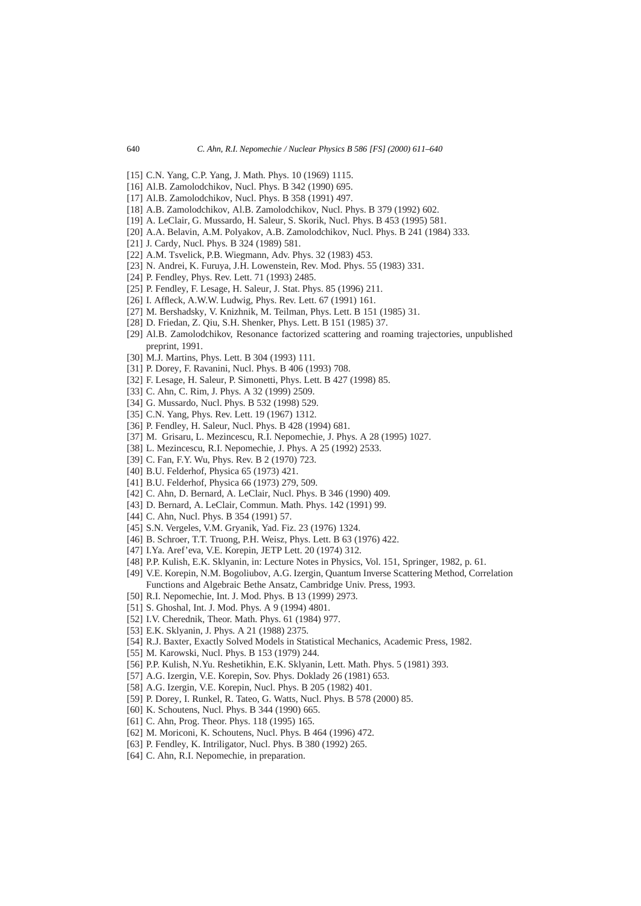[15] C.N. Yang, C.P. Yang, J. Math. Phys. 10 (1969) 1115.
[16] Al.B. Zamolodchikov, Nucl. Phys. B 342 (1990) 695.
[17] Al.B. Zamolodchikov, Nucl. Phys. B 358 (1991) 497.
[18] A.B. Zamolodchikov, Al.B. Zamolodchikov, Nucl. Phys. B 379 (1992) 602.
[19] A. LeClair, G. Mussardo, H. Saleur, S. Skorik, Nucl. Phys. B 453 (1995) 581.
[20] A.A. Belavin, A.M. Polyakov, A.B. Zamolodchikov, Nucl. Phys. B 241 (1984) 333.
[21] J. Cardy, Nucl. Phys. B 324 (1989) 581.
[22] A.M. Tsvelick, P.B. Wiegmann, Adv. Phys. 32 (1983) 453.
[23] N. Andrei, K. Furuya, J.H. Lowenstein, Rev. Mod. Phys. 55 (1983) 331.
[24] P. Fendley, Phys. Rev. Lett. 71 (1993) 2485.
[25] P. Fendley, F. Lesage, H. Saleur, J. Stat. Phys. 85 (1996) 211.
[26] I. Affleck, A.W.W. Ludwig, Phys. Rev. Lett. 67 (1991) 161.
[27] M. Bershadsky, V. Knizhnik, M. Teilman, Phys. Lett. B 151 (1985) 31.
[28] D. Friedan, Z. Qiu, S.H. Shenker, Phys. Lett. B 151 (1985) 37.
[29] Al.B. Zamolodchikov, Resonance factorized scattering and roaming trajectories, unpublished preprint, 1991.
[30] M.J. Martins, Phys. Lett. B 304 (1993) 111.
[31] P. Dorey, F. Ravanini, Nucl. Phys. B 406 (1993) 708.
[32] F. Lesage, H. Saleur, P. Simonetti, Phys. Lett. B 427 (1998) 85.
[33] C. Ahn, C. Rim, J. Phys. A 32 (1999) 2509.
[34] G. Mussardo, Nucl. Phys. B 532 (1998) 529.
[35] C.N. Yang, Phys. Rev. Lett. 19 (1967) 1312.
[36] P. Fendley, H. Saleur, Nucl. Phys. B 428 (1994) 681.
[37] M. Grisaru, L. Mezincescu, R.I. Nepomechie, J. Phys. A 28 (1995) 1027.
[38] L. Mezincescu, R.I. Nepomechie, J. Phys. A 25 (1992) 2533.
[39] C. Fan, F.Y. Wu, Phys. Rev. B 2 (1970) 723.
[40] B.U. Felderhof, Physica 65 (1973) 421.
[41] B.U. Felderhof, Physica 66 (1973) 279, 509.
[42] C. Ahn, D. Bernard, A. LeClair, Nucl. Phys. B 346 (1990) 409.
[43] D. Bernard, A. LeClair, Commun. Math. Phys. 142 (1991) 99.
[44] C. Ahn, Nucl. Phys. B 354 (1991) 57.
[45] S.N. Vergeles, V.M. Gryanik, Yad. Fiz. 23 (1976) 1324.
[46] B. Schroer, T.T. Truong, P.H. Weisz, Phys. Lett. B 63 (1976) 422.
[47] I.Ya. Aref'eva, V.E. Korepin, JETP Lett. 20 (1974) 312.
[48] P.P. Kulish, E.K. Sklyanin, in: Lecture Notes in Physics, Vol. 151, Springer, 1982, p. 61.
[49] V.E. Korepin, N.M. Bogoliubov, A.G. Izergin, Quantum Inverse Scattering Method, Correlation Functions and Algebraic Bethe Ansatz, Cambridge Univ. Press, 1993.
[50] R.I. Nepomechie, Int. J. Mod. Phys. B 13 (1999) 2973.
[51] S. Ghoshal, Int. J. Mod. Phys. A 9 (1994) 4801.
[52] I.V. Cherednik, Theor. Math. Phys. 61 (1984) 977.
[53] E.K. Sklyanin, J. Phys. A 21 (1988) 2375.
[54] R.J. Baxter, Exactly Solved Models in Statistical Mechanics, Academic Press, 1982.
[55] M. Karowski, Nucl. Phys. B 153 (1979) 244.
[56] P.P. Kulish, N.Yu. Reshetikhin, E.K. Sklyanin, Lett. Math. Phys. 5 (1981) 393.
[57] A.G. Izergin, V.E. Korepin, Sov. Phys. Doklady 26 (1981) 653.
[58] A.G. Izergin, V.E. Korepin, Nucl. Phys. B 205 (1982) 401.
[59] P. Dorey, I. Runkel, R. Tateo, G. Watts, Nucl. Phys. B 578 (2000) 85.
[60] K. Schoutens, Nucl. Phys. B 344 (1990) 665.
[61] C. Ahn, Prog. Theor. Phys. 118 (1995) 165.
[62] M. Moriconi, K. Schoutens, Nucl. Phys. B 464 (1996) 472.
[63] P. Fendley, K. Intriligator, Nucl. Phys. B 380 (1992) 265.
[64] C. Ahn, R.I. Nepomechie, in preparation.